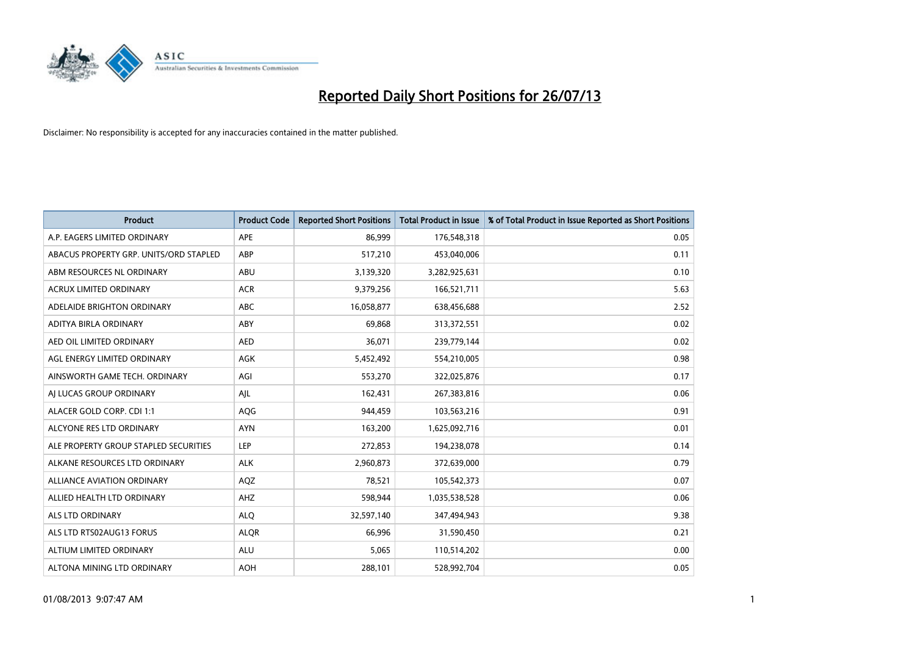# Reported Daily Short Positions for 26/07/13

Disclaimer: No responsibility is accepted for any inaccuracies contained in the matter published.

| Product | Product Code | Reported Short Positions | Total Product in Issue | % of Total Product in Issue Reported as Short Positions |
|---|---|---|---|---|
| A.P. EAGERS LIMITED ORDINARY | APE | 86,999 | 176,548,318 | 0.05 |
| ABACUS PROPERTY GRP. UNITS/ORD STAPLED | ABP | 517,210 | 453,040,006 | 0.11 |
| ABM RESOURCES NL ORDINARY | ABU | 3,139,320 | 3,282,925,631 | 0.10 |
| ACRUX LIMITED ORDINARY | ACR | 9,379,256 | 166,521,711 | 5.63 |
| ADELAIDE BRIGHTON ORDINARY | ABC | 16,058,877 | 638,456,688 | 2.52 |
| ADITYA BIRLA ORDINARY | ABY | 69,868 | 313,372,551 | 0.02 |
| AED OIL LIMITED ORDINARY | AED | 36,071 | 239,779,144 | 0.02 |
| AGL ENERGY LIMITED ORDINARY | AGK | 5,452,492 | 554,210,005 | 0.98 |
| AINSWORTH GAME TECH. ORDINARY | AGI | 553,270 | 322,025,876 | 0.17 |
| AJ LUCAS GROUP ORDINARY | AJL | 162,431 | 267,383,816 | 0.06 |
| ALACER GOLD CORP. CDI 1:1 | AQG | 944,459 | 103,563,216 | 0.91 |
| ALCYONE RES LTD ORDINARY | AYN | 163,200 | 1,625,092,716 | 0.01 |
| ALE PROPERTY GROUP STAPLED SECURITIES | LEP | 272,853 | 194,238,078 | 0.14 |
| ALKANE RESOURCES LTD ORDINARY | ALK | 2,960,873 | 372,639,000 | 0.79 |
| ALLIANCE AVIATION ORDINARY | AQZ | 78,521 | 105,542,373 | 0.07 |
| ALLIED HEALTH LTD ORDINARY | AHZ | 598,944 | 1,035,538,528 | 0.06 |
| ALS LTD ORDINARY | ALQ | 32,597,140 | 347,494,943 | 9.38 |
| ALS LTD RTS02AUG13 FORUS | ALQR | 66,996 | 31,590,450 | 0.21 |
| ALTIUM LIMITED ORDINARY | ALU | 5,065 | 110,514,202 | 0.00 |
| ALTONA MINING LTD ORDINARY | AOH | 288,101 | 528,992,704 | 0.05 |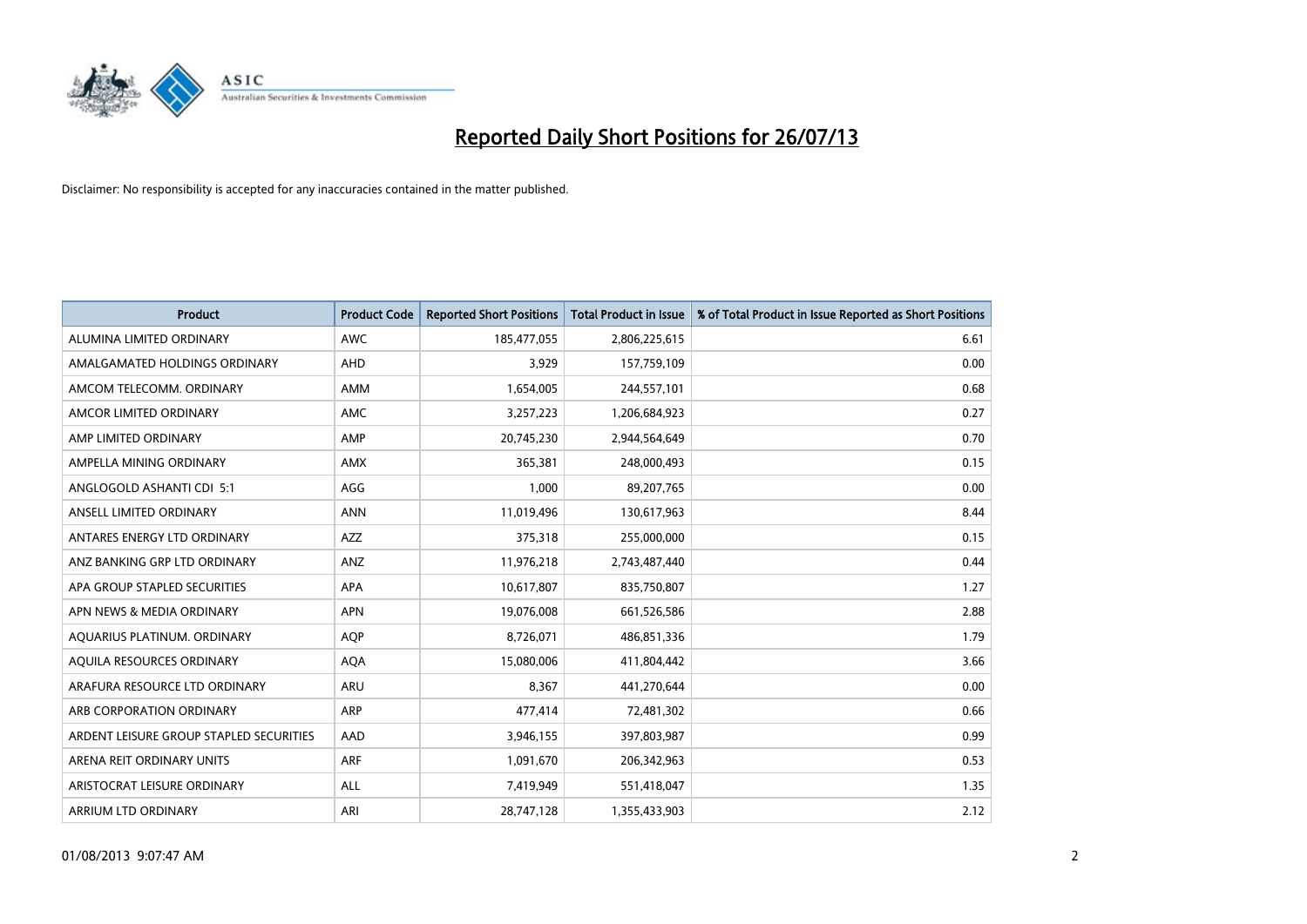# Reported Daily Short Positions for 26/07/13

Disclaimer: No responsibility is accepted for any inaccuracies contained in the matter published.

| Product | Product Code | Reported Short Positions | Total Product in Issue | % of Total Product in Issue Reported as Short Positions |
|---|---|---|---|---|
| ALUMINA LIMITED ORDINARY | AWC | 185,477,055 | 2,806,225,615 | 6.61 |
| AMALGAMATED HOLDINGS ORDINARY | AHD | 3,929 | 157,759,109 | 0.00 |
| AMCOM TELECOMM. ORDINARY | AMM | 1,654,005 | 244,557,101 | 0.68 |
| AMCOR LIMITED ORDINARY | AMC | 3,257,223 | 1,206,684,923 | 0.27 |
| AMP LIMITED ORDINARY | AMP | 20,745,230 | 2,944,564,649 | 0.70 |
| AMPELLA MINING ORDINARY | AMX | 365,381 | 248,000,493 | 0.15 |
| ANGLOGOLD ASHANTI CDI 5:1 | AGG | 1,000 | 89,207,765 | 0.00 |
| ANSELL LIMITED ORDINARY | ANN | 11,019,496 | 130,617,963 | 8.44 |
| ANTARES ENERGY LTD ORDINARY | AZZ | 375,318 | 255,000,000 | 0.15 |
| ANZ BANKING GRP LTD ORDINARY | ANZ | 11,976,218 | 2,743,487,440 | 0.44 |
| APA GROUP STAPLED SECURITIES | APA | 10,617,807 | 835,750,807 | 1.27 |
| APN NEWS & MEDIA ORDINARY | APN | 19,076,008 | 661,526,586 | 2.88 |
| AQUARIUS PLATINUM. ORDINARY | AQP | 8,726,071 | 486,851,336 | 1.79 |
| AQUILA RESOURCES ORDINARY | AQA | 15,080,006 | 411,804,442 | 3.66 |
| ARAFURA RESOURCE LTD ORDINARY | ARU | 8,367 | 441,270,644 | 0.00 |
| ARB CORPORATION ORDINARY | ARP | 477,414 | 72,481,302 | 0.66 |
| ARDENT LEISURE GROUP STAPLED SECURITIES | AAD | 3,946,155 | 397,803,987 | 0.99 |
| ARENA REIT ORDINARY UNITS | ARF | 1,091,670 | 206,342,963 | 0.53 |
| ARISTOCRAT LEISURE ORDINARY | ALL | 7,419,949 | 551,418,047 | 1.35 |
| ARRIUM LTD ORDINARY | ARI | 28,747,128 | 1,355,433,903 | 2.12 |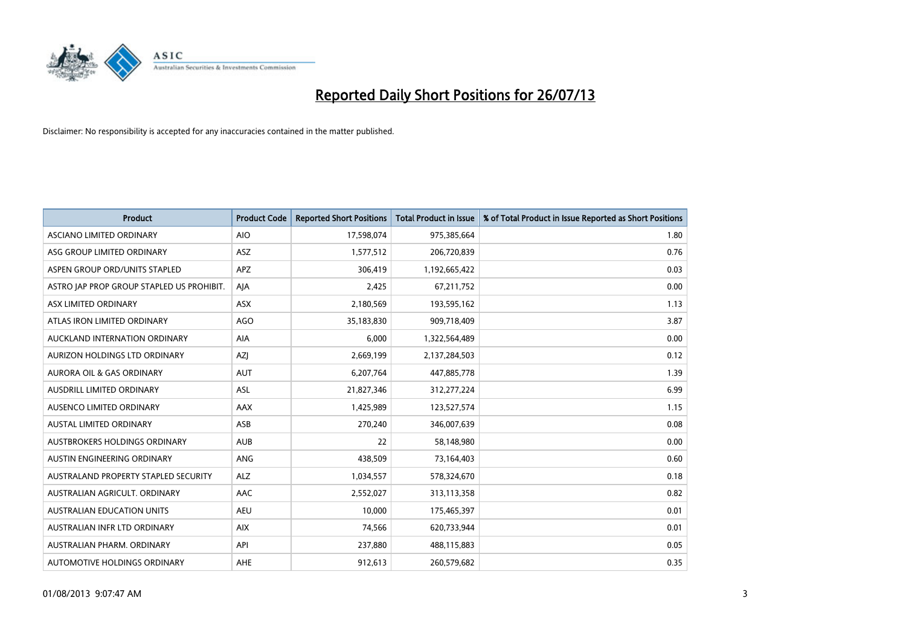# Reported Daily Short Positions for 26/07/13

Disclaimer: No responsibility is accepted for any inaccuracies contained in the matter published.

| Product | Product Code | Reported Short Positions | Total Product in Issue | % of Total Product in Issue Reported as Short Positions |
|---|---|---|---|---|
| ASCIANO LIMITED ORDINARY | AIO | 17,598,074 | 975,385,664 | 1.80 |
| ASG GROUP LIMITED ORDINARY | ASZ | 1,577,512 | 206,720,839 | 0.76 |
| ASPEN GROUP ORD/UNITS STAPLED | APZ | 306,419 | 1,192,665,422 | 0.03 |
| ASTRO JAP PROP GROUP STAPLED US PROHIBIT. | AJA | 2,425 | 67,211,752 | 0.00 |
| ASX LIMITED ORDINARY | ASX | 2,180,569 | 193,595,162 | 1.13 |
| ATLAS IRON LIMITED ORDINARY | AGO | 35,183,830 | 909,718,409 | 3.87 |
| AUCKLAND INTERNATION ORDINARY | AIA | 6,000 | 1,322,564,489 | 0.00 |
| AURIZON HOLDINGS LTD ORDINARY | AZJ | 2,669,199 | 2,137,284,503 | 0.12 |
| AURORA OIL & GAS ORDINARY | AUT | 6,207,764 | 447,885,778 | 1.39 |
| AUSDRILL LIMITED ORDINARY | ASL | 21,827,346 | 312,277,224 | 6.99 |
| AUSENCO LIMITED ORDINARY | AAX | 1,425,989 | 123,527,574 | 1.15 |
| AUSTAL LIMITED ORDINARY | ASB | 270,240 | 346,007,639 | 0.08 |
| AUSTBROKERS HOLDINGS ORDINARY | AUB | 22 | 58,148,980 | 0.00 |
| AUSTIN ENGINEERING ORDINARY | ANG | 438,509 | 73,164,403 | 0.60 |
| AUSTRALAND PROPERTY STAPLED SECURITY | ALZ | 1,034,557 | 578,324,670 | 0.18 |
| AUSTRALIAN AGRICULT. ORDINARY | AAC | 2,552,027 | 313,113,358 | 0.82 |
| AUSTRALIAN EDUCATION UNITS | AEU | 10,000 | 175,465,397 | 0.01 |
| AUSTRALIAN INFR LTD ORDINARY | AIX | 74,566 | 620,733,944 | 0.01 |
| AUSTRALIAN PHARM. ORDINARY | API | 237,880 | 488,115,883 | 0.05 |
| AUTOMOTIVE HOLDINGS ORDINARY | AHE | 912,613 | 260,579,682 | 0.35 |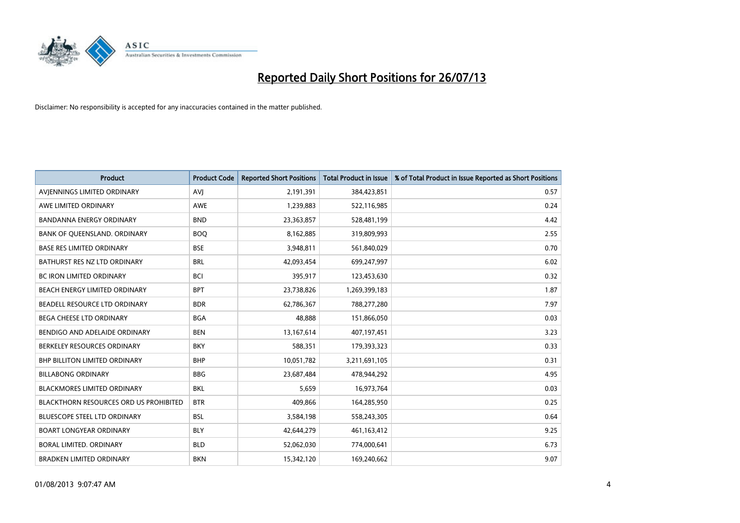# Reported Daily Short Positions for 26/07/13

Disclaimer: No responsibility is accepted for any inaccuracies contained in the matter published.

| Product | Product Code | Reported Short Positions | Total Product in Issue | % of Total Product in Issue Reported as Short Positions |
|---|---|---|---|---|
| AVJENNINGS LIMITED ORDINARY | AVJ | 2,191,391 | 384,423,851 | 0.57 |
| AWE LIMITED ORDINARY | AWE | 1,239,883 | 522,116,985 | 0.24 |
| BANDANNA ENERGY ORDINARY | BND | 23,363,857 | 528,481,199 | 4.42 |
| BANK OF QUEENSLAND. ORDINARY | BOQ | 8,162,885 | 319,809,993 | 2.55 |
| BASE RES LIMITED ORDINARY | BSE | 3,948,811 | 561,840,029 | 0.70 |
| BATHURST RES NZ LTD ORDINARY | BRL | 42,093,454 | 699,247,997 | 6.02 |
| BC IRON LIMITED ORDINARY | BCI | 395,917 | 123,453,630 | 0.32 |
| BEACH ENERGY LIMITED ORDINARY | BPT | 23,738,826 | 1,269,399,183 | 1.87 |
| BEADELL RESOURCE LTD ORDINARY | BDR | 62,786,367 | 788,277,280 | 7.97 |
| BEGA CHEESE LTD ORDINARY | BGA | 48,888 | 151,866,050 | 0.03 |
| BENDIGO AND ADELAIDE ORDINARY | BEN | 13,167,614 | 407,197,451 | 3.23 |
| BERKELEY RESOURCES ORDINARY | BKY | 588,351 | 179,393,323 | 0.33 |
| BHP BILLITON LIMITED ORDINARY | BHP | 10,051,782 | 3,211,691,105 | 0.31 |
| BILLABONG ORDINARY | BBG | 23,687,484 | 478,944,292 | 4.95 |
| BLACKMORES LIMITED ORDINARY | BKL | 5,659 | 16,973,764 | 0.03 |
| BLACKTHORN RESOURCES ORD US PROHIBITED | BTR | 409,866 | 164,285,950 | 0.25 |
| BLUESCOPE STEEL LTD ORDINARY | BSL | 3,584,198 | 558,243,305 | 0.64 |
| BOART LONGYEAR ORDINARY | BLY | 42,644,279 | 461,163,412 | 9.25 |
| BORAL LIMITED. ORDINARY | BLD | 52,062,030 | 774,000,641 | 6.73 |
| BRADKEN LIMITED ORDINARY | BKN | 15,342,120 | 169,240,662 | 9.07 |

01/08/2013 9:07:47 AM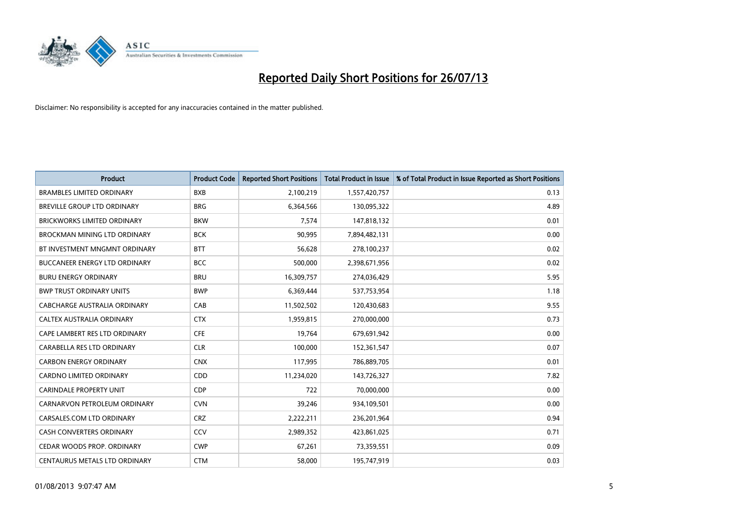# Reported Daily Short Positions for 26/07/13

Disclaimer: No responsibility is accepted for any inaccuracies contained in the matter published.

| Product | Product Code | Reported Short Positions | Total Product in Issue | % of Total Product in Issue Reported as Short Positions |
|---|---|---|---|---|
| BRAMBLES LIMITED ORDINARY | BXB | 2,100,219 | 1,557,420,757 | 0.13 |
| BREVILLE GROUP LTD ORDINARY | BRG | 6,364,566 | 130,095,322 | 4.89 |
| BRICKWORKS LIMITED ORDINARY | BKW | 7,574 | 147,818,132 | 0.01 |
| BROCKMAN MINING LTD ORDINARY | BCK | 90,995 | 7,894,482,131 | 0.00 |
| BT INVESTMENT MNGMNT ORDINARY | BTT | 56,628 | 278,100,237 | 0.02 |
| BUCCANEER ENERGY LTD ORDINARY | BCC | 500,000 | 2,398,671,956 | 0.02 |
| BURU ENERGY ORDINARY | BRU | 16,309,757 | 274,036,429 | 5.95 |
| BWP TRUST ORDINARY UNITS | BWP | 6,369,444 | 537,753,954 | 1.18 |
| CABCHARGE AUSTRALIA ORDINARY | CAB | 11,502,502 | 120,430,683 | 9.55 |
| CALTEX AUSTRALIA ORDINARY | CTX | 1,959,815 | 270,000,000 | 0.73 |
| CAPE LAMBERT RES LTD ORDINARY | CFE | 19,764 | 679,691,942 | 0.00 |
| CARABELLA RES LTD ORDINARY | CLR | 100,000 | 152,361,547 | 0.07 |
| CARBON ENERGY ORDINARY | CNX | 117,995 | 786,889,705 | 0.01 |
| CARDNO LIMITED ORDINARY | CDD | 11,234,020 | 143,726,327 | 7.82 |
| CARINDALE PROPERTY UNIT | CDP | 722 | 70,000,000 | 0.00 |
| CARNARVON PETROLEUM ORDINARY | CVN | 39,246 | 934,109,501 | 0.00 |
| CARSALES.COM LTD ORDINARY | CRZ | 2,222,211 | 236,201,964 | 0.94 |
| CASH CONVERTERS ORDINARY | CCV | 2,989,352 | 423,861,025 | 0.71 |
| CEDAR WOODS PROP. ORDINARY | CWP | 67,261 | 73,359,551 | 0.09 |
| CENTAURUS METALS LTD ORDINARY | CTM | 58,000 | 195,747,919 | 0.03 |

01/08/2013 9:07:47 AM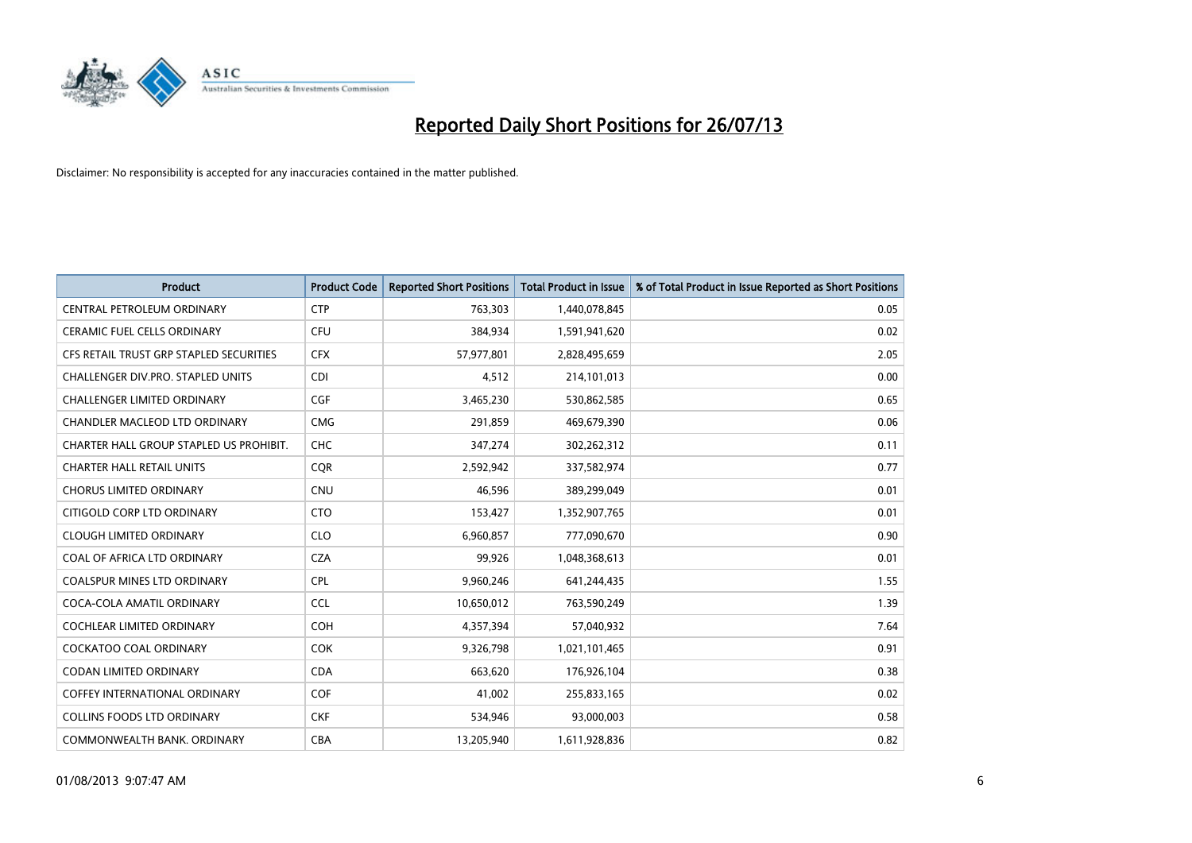# Reported Daily Short Positions for 26/07/13

Disclaimer: No responsibility is accepted for any inaccuracies contained in the matter published.

| Product | Product Code | Reported Short Positions | Total Product in Issue | % of Total Product in Issue Reported as Short Positions |
|---|---|---|---|---|
| CENTRAL PETROLEUM ORDINARY | CTP | 763,303 | 1,440,078,845 | 0.05 |
| CERAMIC FUEL CELLS ORDINARY | CFU | 384,934 | 1,591,941,620 | 0.02 |
| CFS RETAIL TRUST GRP STAPLED SECURITIES | CFX | 57,977,801 | 2,828,495,659 | 2.05 |
| CHALLENGER DIV.PRO. STAPLED UNITS | CDI | 4,512 | 214,101,013 | 0.00 |
| CHALLENGER LIMITED ORDINARY | CGF | 3,465,230 | 530,862,585 | 0.65 |
| CHANDLER MACLEOD LTD ORDINARY | CMG | 291,859 | 469,679,390 | 0.06 |
| CHARTER HALL GROUP STAPLED US PROHIBIT. | CHC | 347,274 | 302,262,312 | 0.11 |
| CHARTER HALL RETAIL UNITS | CQR | 2,592,942 | 337,582,974 | 0.77 |
| CHORUS LIMITED ORDINARY | CNU | 46,596 | 389,299,049 | 0.01 |
| CITIGOLD CORP LTD ORDINARY | CTO | 153,427 | 1,352,907,765 | 0.01 |
| CLOUGH LIMITED ORDINARY | CLO | 6,960,857 | 777,090,670 | 0.90 |
| COAL OF AFRICA LTD ORDINARY | CZA | 99,926 | 1,048,368,613 | 0.01 |
| COALSPUR MINES LTD ORDINARY | CPL | 9,960,246 | 641,244,435 | 1.55 |
| COCA-COLA AMATIL ORDINARY | CCL | 10,650,012 | 763,590,249 | 1.39 |
| COCHLEAR LIMITED ORDINARY | COH | 4,357,394 | 57,040,932 | 7.64 |
| COCKATOO COAL ORDINARY | COK | 9,326,798 | 1,021,101,465 | 0.91 |
| CODAN LIMITED ORDINARY | CDA | 663,620 | 176,926,104 | 0.38 |
| COFFEY INTERNATIONAL ORDINARY | COF | 41,002 | 255,833,165 | 0.02 |
| COLLINS FOODS LTD ORDINARY | CKF | 534,946 | 93,000,003 | 0.58 |
| COMMONWEALTH BANK. ORDINARY | CBA | 13,205,940 | 1,611,928,836 | 0.82 |

01/08/2013 9:07:47 AM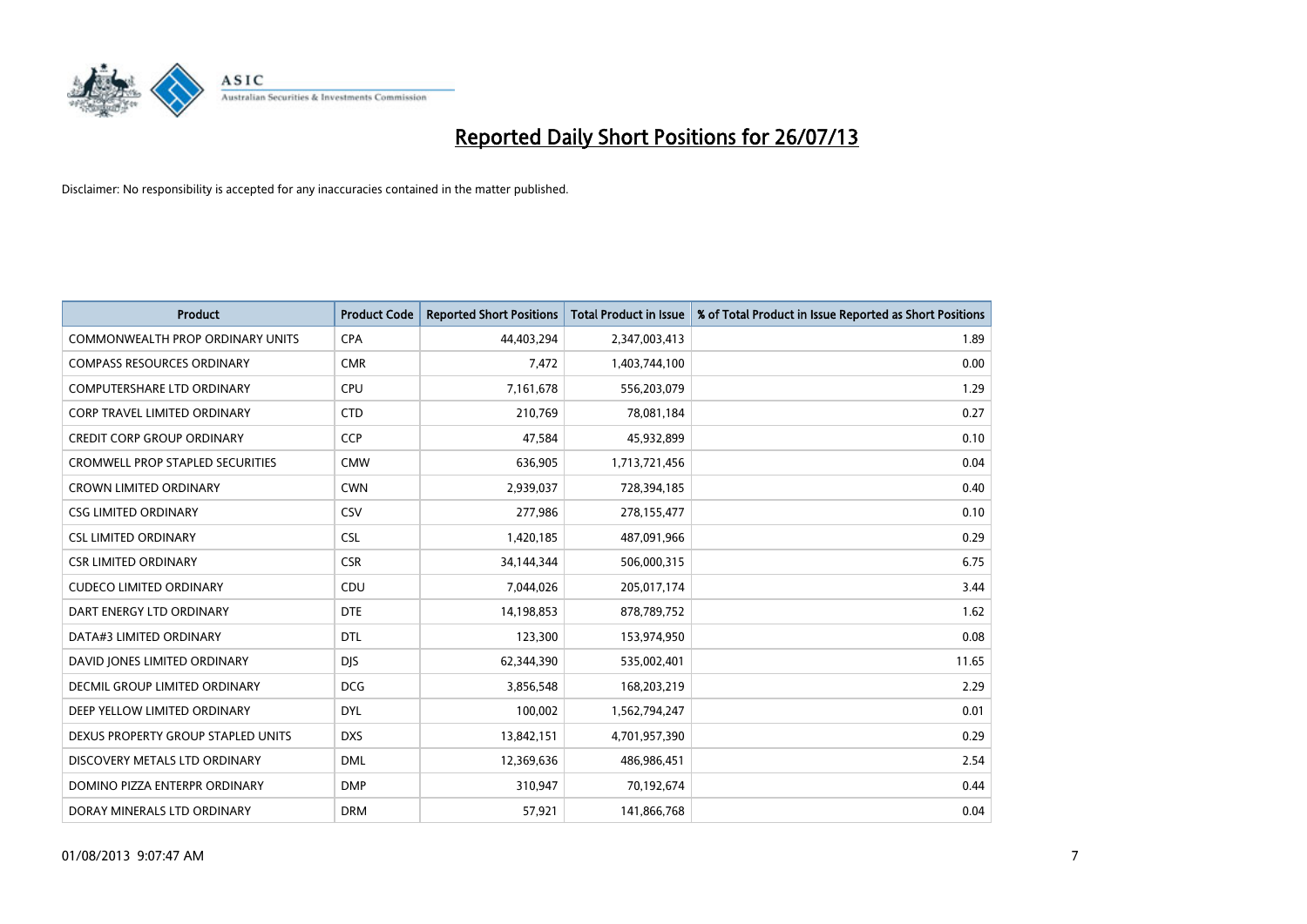# Reported Daily Short Positions for 26/07/13

Disclaimer: No responsibility is accepted for any inaccuracies contained in the matter published.

| Product | Product Code | Reported Short Positions | Total Product in Issue | % of Total Product in Issue Reported as Short Positions |
|---|---|---|---|---|
| COMMONWEALTH PROP ORDINARY UNITS | CPA | 44,403,294 | 2,347,003,413 | 1.89 |
| COMPASS RESOURCES ORDINARY | CMR | 7,472 | 1,403,744,100 | 0.00 |
| COMPUTERSHARE LTD ORDINARY | CPU | 7,161,678 | 556,203,079 | 1.29 |
| CORP TRAVEL LIMITED ORDINARY | CTD | 210,769 | 78,081,184 | 0.27 |
| CREDIT CORP GROUP ORDINARY | CCP | 47,584 | 45,932,899 | 0.10 |
| CROMWELL PROP STAPLED SECURITIES | CMW | 636,905 | 1,713,721,456 | 0.04 |
| CROWN LIMITED ORDINARY | CWN | 2,939,037 | 728,394,185 | 0.40 |
| CSG LIMITED ORDINARY | CSV | 277,986 | 278,155,477 | 0.10 |
| CSL LIMITED ORDINARY | CSL | 1,420,185 | 487,091,966 | 0.29 |
| CSR LIMITED ORDINARY | CSR | 34,144,344 | 506,000,315 | 6.75 |
| CUDECO LIMITED ORDINARY | CDU | 7,044,026 | 205,017,174 | 3.44 |
| DART ENERGY LTD ORDINARY | DTE | 14,198,853 | 878,789,752 | 1.62 |
| DATA#3 LIMITED ORDINARY | DTL | 123,300 | 153,974,950 | 0.08 |
| DAVID JONES LIMITED ORDINARY | DJS | 62,344,390 | 535,002,401 | 11.65 |
| DECMIL GROUP LIMITED ORDINARY | DCG | 3,856,548 | 168,203,219 | 2.29 |
| DEEP YELLOW LIMITED ORDINARY | DYL | 100,002 | 1,562,794,247 | 0.01 |
| DEXUS PROPERTY GROUP STAPLED UNITS | DXS | 13,842,151 | 4,701,957,390 | 0.29 |
| DISCOVERY METALS LTD ORDINARY | DML | 12,369,636 | 486,986,451 | 2.54 |
| DOMINO PIZZA ENTERPR ORDINARY | DMP | 310,947 | 70,192,674 | 0.44 |
| DORAY MINERALS LTD ORDINARY | DRM | 57,921 | 141,866,768 | 0.04 |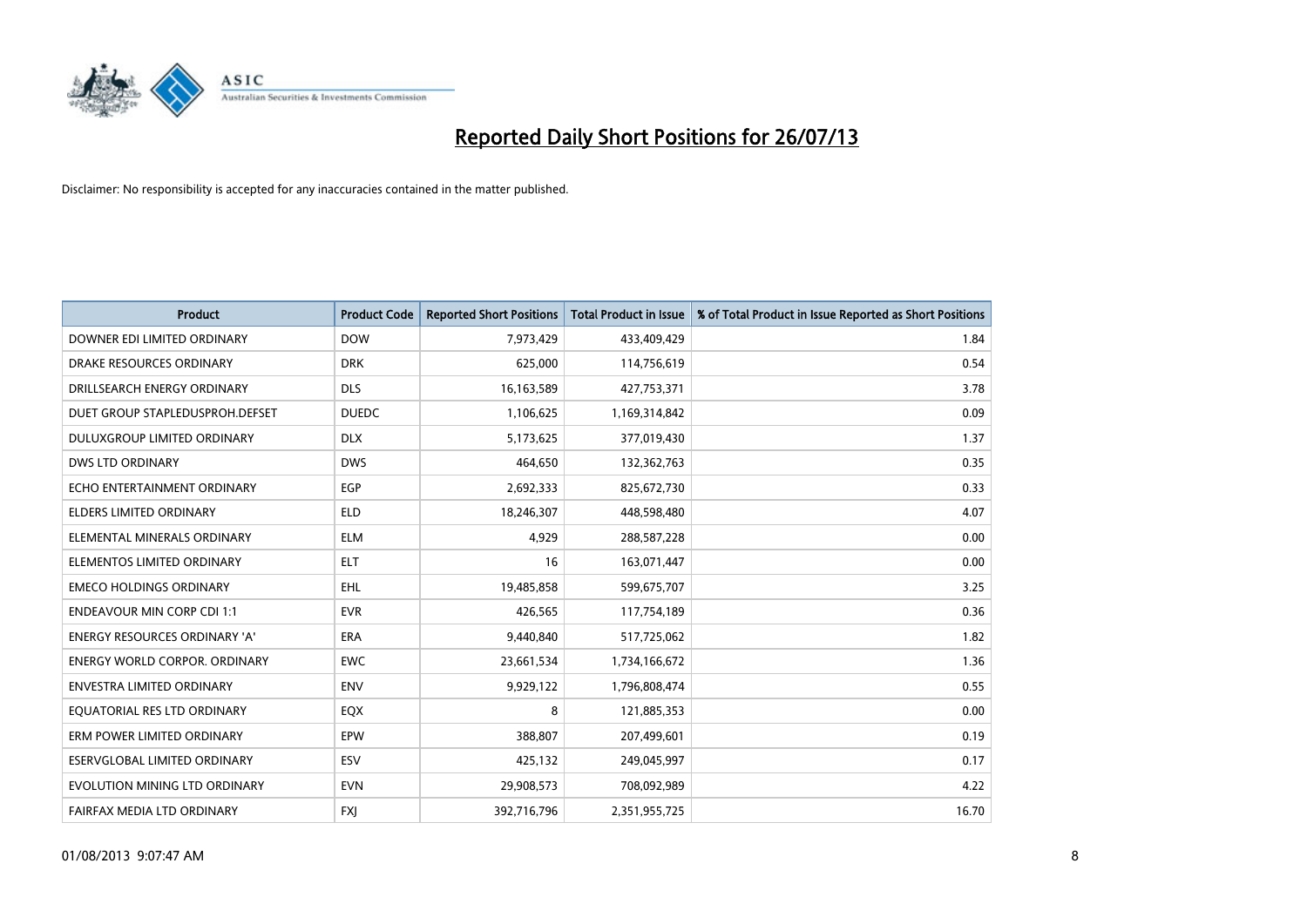# Reported Daily Short Positions for 26/07/13

Disclaimer: No responsibility is accepted for any inaccuracies contained in the matter published.

| Product | Product Code | Reported Short Positions | Total Product in Issue | % of Total Product in Issue Reported as Short Positions |
|---|---|---|---|---|
| DOWNER EDI LIMITED ORDINARY | DOW | 7,973,429 | 433,409,429 | 1.84 |
| DRAKE RESOURCES ORDINARY | DRK | 625,000 | 114,756,619 | 0.54 |
| DRILLSEARCH ENERGY ORDINARY | DLS | 16,163,589 | 427,753,371 | 3.78 |
| DUET GROUP STAPLEDUSPROH.DEFSET | DUEDC | 1,106,625 | 1,169,314,842 | 0.09 |
| DULUXGROUP LIMITED ORDINARY | DLX | 5,173,625 | 377,019,430 | 1.37 |
| DWS LTD ORDINARY | DWS | 464,650 | 132,362,763 | 0.35 |
| ECHO ENTERTAINMENT ORDINARY | EGP | 2,692,333 | 825,672,730 | 0.33 |
| ELDERS LIMITED ORDINARY | ELD | 18,246,307 | 448,598,480 | 4.07 |
| ELEMENTAL MINERALS ORDINARY | ELM | 4,929 | 288,587,228 | 0.00 |
| ELEMENTOS LIMITED ORDINARY | ELT | 16 | 163,071,447 | 0.00 |
| EMECO HOLDINGS ORDINARY | EHL | 19,485,858 | 599,675,707 | 3.25 |
| ENDEAVOUR MIN CORP CDI 1:1 | EVR | 426,565 | 117,754,189 | 0.36 |
| ENERGY RESOURCES ORDINARY 'A' | ERA | 9,440,840 | 517,725,062 | 1.82 |
| ENERGY WORLD CORPOR. ORDINARY | EWC | 23,661,534 | 1,734,166,672 | 1.36 |
| ENVESTRA LIMITED ORDINARY | ENV | 9,929,122 | 1,796,808,474 | 0.55 |
| EQUATORIAL RES LTD ORDINARY | EQX | 8 | 121,885,353 | 0.00 |
| ERM POWER LIMITED ORDINARY | EPW | 388,807 | 207,499,601 | 0.19 |
| ESERVGLOBAL LIMITED ORDINARY | ESV | 425,132 | 249,045,997 | 0.17 |
| EVOLUTION MINING LTD ORDINARY | EVN | 29,908,573 | 708,092,989 | 4.22 |
| FAIRFAX MEDIA LTD ORDINARY | FXJ | 392,716,796 | 2,351,955,725 | 16.70 |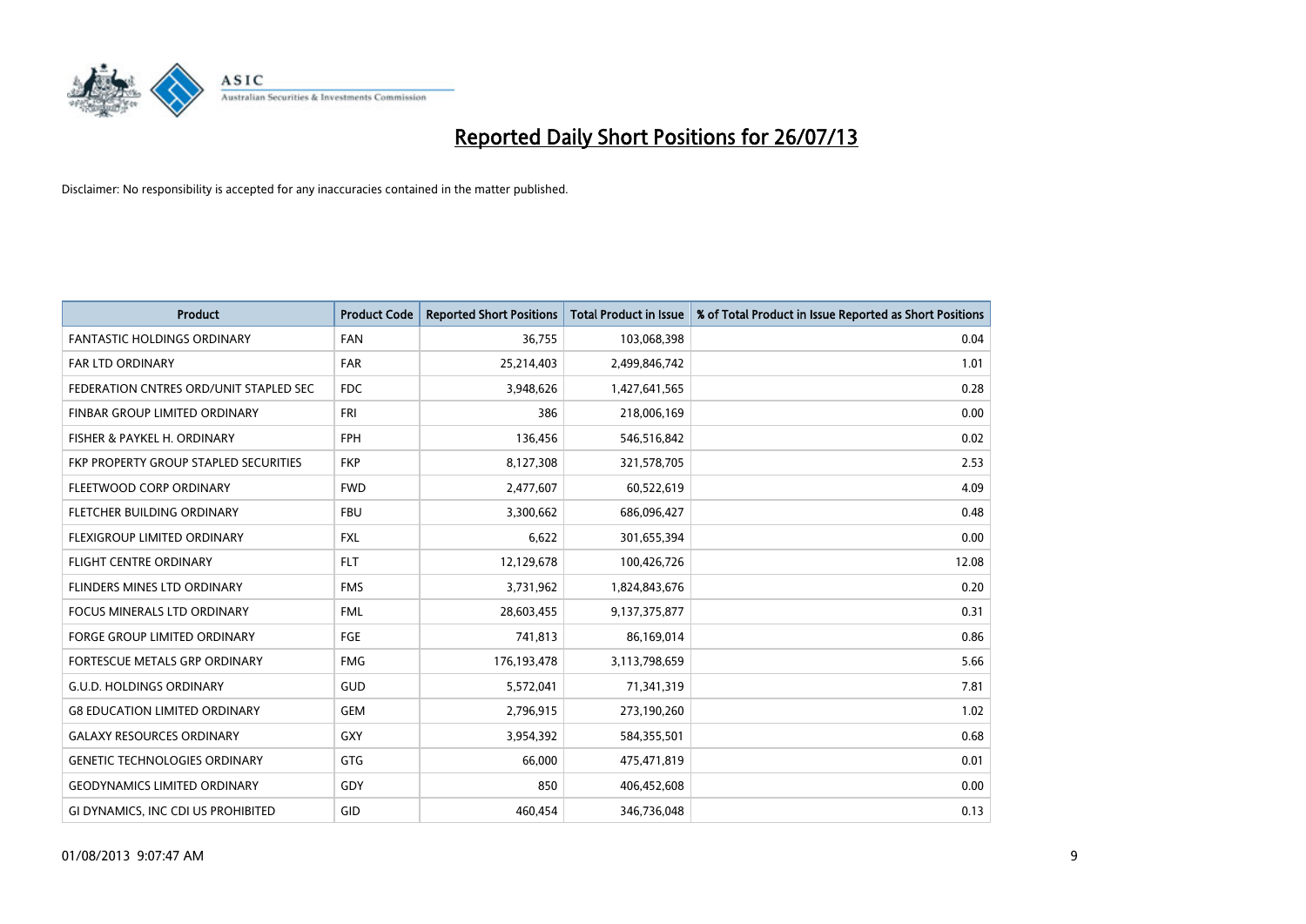# Reported Daily Short Positions for 26/07/13

Disclaimer: No responsibility is accepted for any inaccuracies contained in the matter published.

| Product | Product Code | Reported Short Positions | Total Product in Issue | % of Total Product in Issue Reported as Short Positions |
|---|---|---|---|---|
| FANTASTIC HOLDINGS ORDINARY | FAN | 36,755 | 103,068,398 | 0.04 |
| FAR LTD ORDINARY | FAR | 25,214,403 | 2,499,846,742 | 1.01 |
| FEDERATION CNTRES ORD/UNIT STAPLED SEC | FDC | 3,948,626 | 1,427,641,565 | 0.28 |
| FINBAR GROUP LIMITED ORDINARY | FRI | 386 | 218,006,169 | 0.00 |
| FISHER & PAYKEL H. ORDINARY | FPH | 136,456 | 546,516,842 | 0.02 |
| FKP PROPERTY GROUP STAPLED SECURITIES | FKP | 8,127,308 | 321,578,705 | 2.53 |
| FLEETWOOD CORP ORDINARY | FWD | 2,477,607 | 60,522,619 | 4.09 |
| FLETCHER BUILDING ORDINARY | FBU | 3,300,662 | 686,096,427 | 0.48 |
| FLEXIGROUP LIMITED ORDINARY | FXL | 6,622 | 301,655,394 | 0.00 |
| FLIGHT CENTRE ORDINARY | FLT | 12,129,678 | 100,426,726 | 12.08 |
| FLINDERS MINES LTD ORDINARY | FMS | 3,731,962 | 1,824,843,676 | 0.20 |
| FOCUS MINERALS LTD ORDINARY | FML | 28,603,455 | 9,137,375,877 | 0.31 |
| FORGE GROUP LIMITED ORDINARY | FGE | 741,813 | 86,169,014 | 0.86 |
| FORTESCUE METALS GRP ORDINARY | FMG | 176,193,478 | 3,113,798,659 | 5.66 |
| G.U.D. HOLDINGS ORDINARY | GUD | 5,572,041 | 71,341,319 | 7.81 |
| G8 EDUCATION LIMITED ORDINARY | GEM | 2,796,915 | 273,190,260 | 1.02 |
| GALAXY RESOURCES ORDINARY | GXY | 3,954,392 | 584,355,501 | 0.68 |
| GENETIC TECHNOLOGIES ORDINARY | GTG | 66,000 | 475,471,819 | 0.01 |
| GEODYNAMICS LIMITED ORDINARY | GDY | 850 | 406,452,608 | 0.00 |
| GI DYNAMICS, INC CDI US PROHIBITED | GID | 460,454 | 346,736,048 | 0.13 |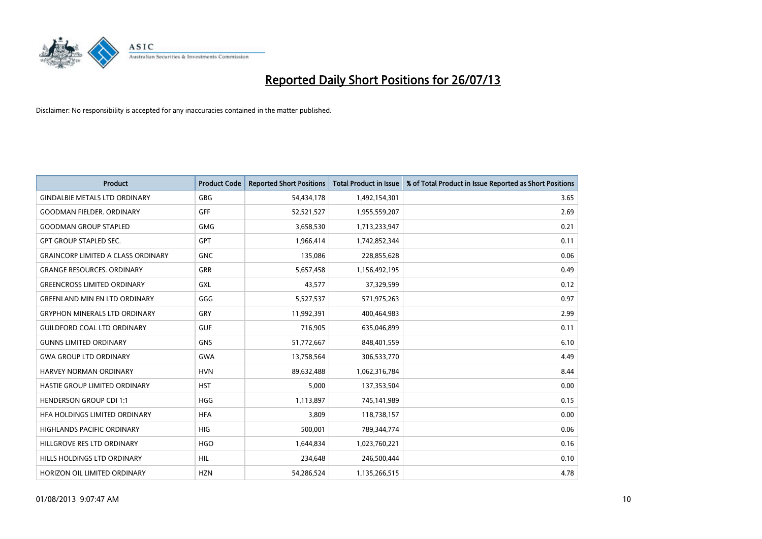# Reported Daily Short Positions for 26/07/13

Disclaimer: No responsibility is accepted for any inaccuracies contained in the matter published.

| Product | Product Code | Reported Short Positions | Total Product in Issue | % of Total Product in Issue Reported as Short Positions |
|---|---|---|---|---|
| GINDALBIE METALS LTD ORDINARY | GBG | 54,434,178 | 1,492,154,301 | 3.65 |
| GOODMAN FIELDER. ORDINARY | GFF | 52,521,527 | 1,955,559,207 | 2.69 |
| GOODMAN GROUP STAPLED | GMG | 3,658,530 | 1,713,233,947 | 0.21 |
| GPT GROUP STAPLED SEC. | GPT | 1,966,414 | 1,742,852,344 | 0.11 |
| GRAINCORP LIMITED A CLASS ORDINARY | GNC | 135,086 | 228,855,628 | 0.06 |
| GRANGE RESOURCES. ORDINARY | GRR | 5,657,458 | 1,156,492,195 | 0.49 |
| GREENCROSS LIMITED ORDINARY | GXL | 43,577 | 37,329,599 | 0.12 |
| GREENLAND MIN EN LTD ORDINARY | GGG | 5,527,537 | 571,975,263 | 0.97 |
| GRYPHON MINERALS LTD ORDINARY | GRY | 11,992,391 | 400,464,983 | 2.99 |
| GUILDFORD COAL LTD ORDINARY | GUF | 716,905 | 635,046,899 | 0.11 |
| GUNNS LIMITED ORDINARY | GNS | 51,772,667 | 848,401,559 | 6.10 |
| GWA GROUP LTD ORDINARY | GWA | 13,758,564 | 306,533,770 | 4.49 |
| HARVEY NORMAN ORDINARY | HVN | 89,632,488 | 1,062,316,784 | 8.44 |
| HASTIE GROUP LIMITED ORDINARY | HST | 5,000 | 137,353,504 | 0.00 |
| HENDERSON GROUP CDI 1:1 | HGG | 1,113,897 | 745,141,989 | 0.15 |
| HFA HOLDINGS LIMITED ORDINARY | HFA | 3,809 | 118,738,157 | 0.00 |
| HIGHLANDS PACIFIC ORDINARY | HIG | 500,001 | 789,344,774 | 0.06 |
| HILLGROVE RES LTD ORDINARY | HGO | 1,644,834 | 1,023,760,221 | 0.16 |
| HILLS HOLDINGS LTD ORDINARY | HIL | 234,648 | 246,500,444 | 0.10 |
| HORIZON OIL LIMITED ORDINARY | HZN | 54,286,524 | 1,135,266,515 | 4.78 |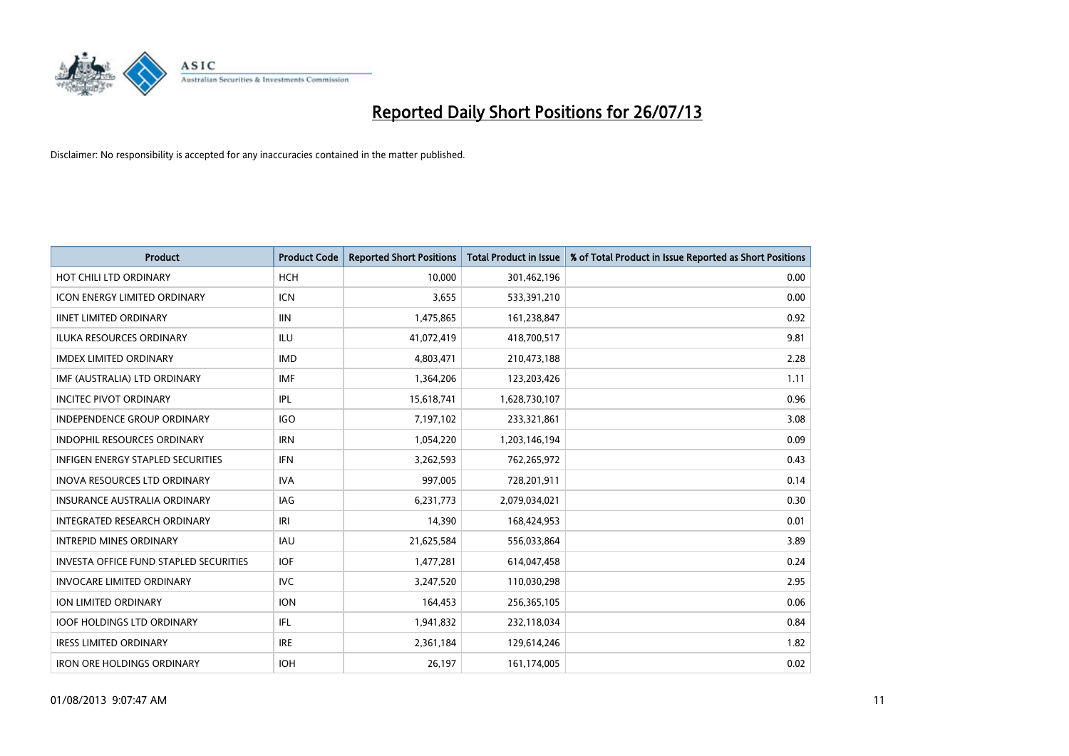# Reported Daily Short Positions for 26/07/13

Disclaimer: No responsibility is accepted for any inaccuracies contained in the matter published.

| Product | Product Code | Reported Short Positions | Total Product in Issue | % of Total Product in Issue Reported as Short Positions |
|---|---|---|---|---|
| HOT CHILI LTD ORDINARY | HCH | 10,000 | 301,462,196 | 0.00 |
| ICON ENERGY LIMITED ORDINARY | ICN | 3,655 | 533,391,210 | 0.00 |
| IINET LIMITED ORDINARY | IIN | 1,475,865 | 161,238,847 | 0.92 |
| ILUKA RESOURCES ORDINARY | ILU | 41,072,419 | 418,700,517 | 9.81 |
| IMDEX LIMITED ORDINARY | IMD | 4,803,471 | 210,473,188 | 2.28 |
| IMF (AUSTRALIA) LTD ORDINARY | IMF | 1,364,206 | 123,203,426 | 1.11 |
| INCITEC PIVOT ORDINARY | IPL | 15,618,741 | 1,628,730,107 | 0.96 |
| INDEPENDENCE GROUP ORDINARY | IGO | 7,197,102 | 233,321,861 | 3.08 |
| INDOPHIL RESOURCES ORDINARY | IRN | 1,054,220 | 1,203,146,194 | 0.09 |
| INFIGEN ENERGY STAPLED SECURITIES | IFN | 3,262,593 | 762,265,972 | 0.43 |
| INOVA RESOURCES LTD ORDINARY | IVA | 997,005 | 728,201,911 | 0.14 |
| INSURANCE AUSTRALIA ORDINARY | IAG | 6,231,773 | 2,079,034,021 | 0.30 |
| INTEGRATED RESEARCH ORDINARY | IRI | 14,390 | 168,424,953 | 0.01 |
| INTREPID MINES ORDINARY | IAU | 21,625,584 | 556,033,864 | 3.89 |
| INVESTA OFFICE FUND STAPLED SECURITIES | IOF | 1,477,281 | 614,047,458 | 0.24 |
| INVOCARE LIMITED ORDINARY | IVC | 3,247,520 | 110,030,298 | 2.95 |
| ION LIMITED ORDINARY | ION | 164,453 | 256,365,105 | 0.06 |
| IOOF HOLDINGS LTD ORDINARY | IFL | 1,941,832 | 232,118,034 | 0.84 |
| IRESS LIMITED ORDINARY | IRE | 2,361,184 | 129,614,246 | 1.82 |
| IRON ORE HOLDINGS ORDINARY | IOH | 26,197 | 161,174,005 | 0.02 |

01/08/2013 9:07:47 AM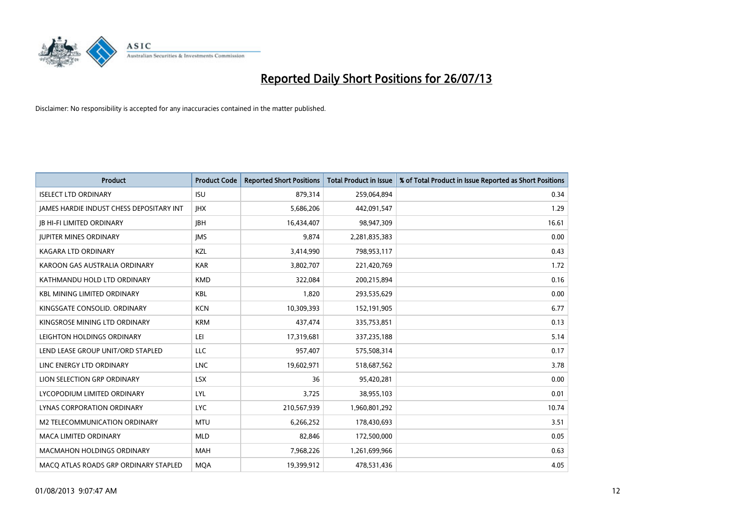# Reported Daily Short Positions for 26/07/13

Disclaimer: No responsibility is accepted for any inaccuracies contained in the matter published.

| Product | Product Code | Reported Short Positions | Total Product in Issue | % of Total Product in Issue Reported as Short Positions |
|---|---|---|---|---|
| ISELECT LTD ORDINARY | ISU | 879,314 | 259,064,894 | 0.34 |
| JAMES HARDIE INDUST CHESS DEPOSITARY INT | JHX | 5,686,206 | 442,091,547 | 1.29 |
| JB HI-FI LIMITED ORDINARY | JBH | 16,434,407 | 98,947,309 | 16.61 |
| JUPITER MINES ORDINARY | JMS | 9,874 | 2,281,835,383 | 0.00 |
| KAGARA LTD ORDINARY | KZL | 3,414,990 | 798,953,117 | 0.43 |
| KAROON GAS AUSTRALIA ORDINARY | KAR | 3,802,707 | 221,420,769 | 1.72 |
| KATHMANDU HOLD LTD ORDINARY | KMD | 322,084 | 200,215,894 | 0.16 |
| KBL MINING LIMITED ORDINARY | KBL | 1,820 | 293,535,629 | 0.00 |
| KINGSGATE CONSOLID. ORDINARY | KCN | 10,309,393 | 152,191,905 | 6.77 |
| KINGSROSE MINING LTD ORDINARY | KRM | 437,474 | 335,753,851 | 0.13 |
| LEIGHTON HOLDINGS ORDINARY | LEI | 17,319,681 | 337,235,188 | 5.14 |
| LEND LEASE GROUP UNIT/ORD STAPLED | LLC | 957,407 | 575,508,314 | 0.17 |
| LINC ENERGY LTD ORDINARY | LNC | 19,602,971 | 518,687,562 | 3.78 |
| LION SELECTION GRP ORDINARY | LSX | 36 | 95,420,281 | 0.00 |
| LYCOPODIUM LIMITED ORDINARY | LYL | 3,725 | 38,955,103 | 0.01 |
| LYNAS CORPORATION ORDINARY | LYC | 210,567,939 | 1,960,801,292 | 10.74 |
| M2 TELECOMMUNICATION ORDINARY | MTU | 6,266,252 | 178,430,693 | 3.51 |
| MACA LIMITED ORDINARY | MLD | 82,846 | 172,500,000 | 0.05 |
| MACMAHON HOLDINGS ORDINARY | MAH | 7,968,226 | 1,261,699,966 | 0.63 |
| MACQ ATLAS ROADS GRP ORDINARY STAPLED | MQA | 19,399,912 | 478,531,436 | 4.05 |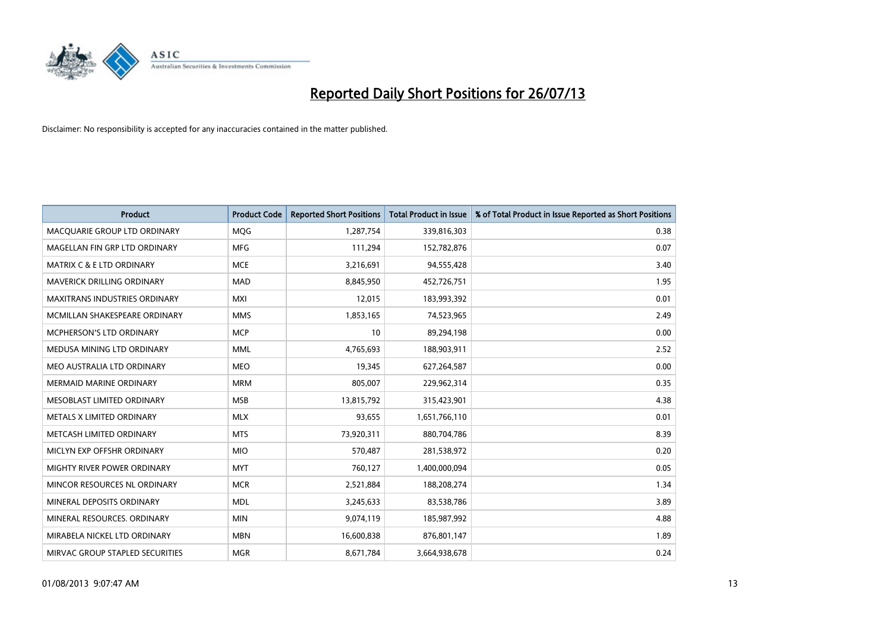# Reported Daily Short Positions for 26/07/13

Disclaimer: No responsibility is accepted for any inaccuracies contained in the matter published.

| Product | Product Code | Reported Short Positions | Total Product in Issue | % of Total Product in Issue Reported as Short Positions |
|---|---|---|---|---|
| MACQUARIE GROUP LTD ORDINARY | MQG | 1,287,754 | 339,816,303 | 0.38 |
| MAGELLAN FIN GRP LTD ORDINARY | MFG | 111,294 | 152,782,876 | 0.07 |
| MATRIX C & E LTD ORDINARY | MCE | 3,216,691 | 94,555,428 | 3.40 |
| MAVERICK DRILLING ORDINARY | MAD | 8,845,950 | 452,726,751 | 1.95 |
| MAXITRANS INDUSTRIES ORDINARY | MXI | 12,015 | 183,993,392 | 0.01 |
| MCMILLAN SHAKESPEARE ORDINARY | MMS | 1,853,165 | 74,523,965 | 2.49 |
| MCPHERSON'S LTD ORDINARY | MCP | 10 | 89,294,198 | 0.00 |
| MEDUSA MINING LTD ORDINARY | MML | 4,765,693 | 188,903,911 | 2.52 |
| MEO AUSTRALIA LTD ORDINARY | MEO | 19,345 | 627,264,587 | 0.00 |
| MERMAID MARINE ORDINARY | MRM | 805,007 | 229,962,314 | 0.35 |
| MESOBLAST LIMITED ORDINARY | MSB | 13,815,792 | 315,423,901 | 4.38 |
| METALS X LIMITED ORDINARY | MLX | 93,655 | 1,651,766,110 | 0.01 |
| METCASH LIMITED ORDINARY | MTS | 73,920,311 | 880,704,786 | 8.39 |
| MICLYN EXP OFFSHR ORDINARY | MIO | 570,487 | 281,538,972 | 0.20 |
| MIGHTY RIVER POWER ORDINARY | MYT | 760,127 | 1,400,000,094 | 0.05 |
| MINCOR RESOURCES NL ORDINARY | MCR | 2,521,884 | 188,208,274 | 1.34 |
| MINERAL DEPOSITS ORDINARY | MDL | 3,245,633 | 83,538,786 | 3.89 |
| MINERAL RESOURCES. ORDINARY | MIN | 9,074,119 | 185,987,992 | 4.88 |
| MIRABELA NICKEL LTD ORDINARY | MBN | 16,600,838 | 876,801,147 | 1.89 |
| MIRVAC GROUP STAPLED SECURITIES | MGR | 8,671,784 | 3,664,938,678 | 0.24 |

01/08/2013 9:07:47 AM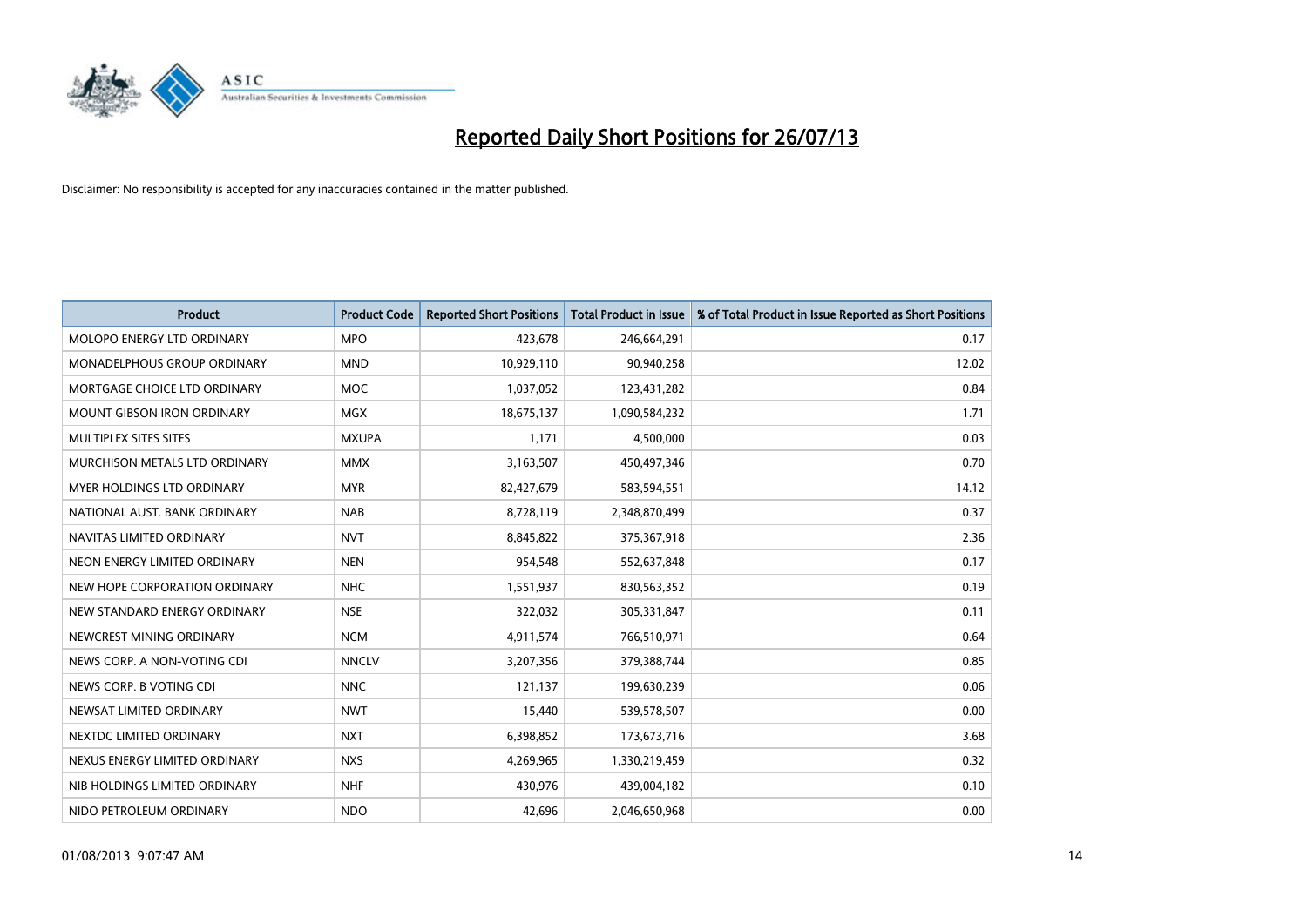# Reported Daily Short Positions for 26/07/13

Disclaimer: No responsibility is accepted for any inaccuracies contained in the matter published.

| Product | Product Code | Reported Short Positions | Total Product in Issue | % of Total Product in Issue Reported as Short Positions |
|---|---|---|---|---|
| MOLOPO ENERGY LTD ORDINARY | MPO | 423,678 | 246,664,291 | 0.17 |
| MONADELPHOUS GROUP ORDINARY | MND | 10,929,110 | 90,940,258 | 12.02 |
| MORTGAGE CHOICE LTD ORDINARY | MOC | 1,037,052 | 123,431,282 | 0.84 |
| MOUNT GIBSON IRON ORDINARY | MGX | 18,675,137 | 1,090,584,232 | 1.71 |
| MULTIPLEX SITES SITES | MXUPA | 1,171 | 4,500,000 | 0.03 |
| MURCHISON METALS LTD ORDINARY | MMX | 3,163,507 | 450,497,346 | 0.70 |
| MYER HOLDINGS LTD ORDINARY | MYR | 82,427,679 | 583,594,551 | 14.12 |
| NATIONAL AUST. BANK ORDINARY | NAB | 8,728,119 | 2,348,870,499 | 0.37 |
| NAVITAS LIMITED ORDINARY | NVT | 8,845,822 | 375,367,918 | 2.36 |
| NEON ENERGY LIMITED ORDINARY | NEN | 954,548 | 552,637,848 | 0.17 |
| NEW HOPE CORPORATION ORDINARY | NHC | 1,551,937 | 830,563,352 | 0.19 |
| NEW STANDARD ENERGY ORDINARY | NSE | 322,032 | 305,331,847 | 0.11 |
| NEWCREST MINING ORDINARY | NCM | 4,911,574 | 766,510,971 | 0.64 |
| NEWS CORP. A NON-VOTING CDI | NNCLV | 3,207,356 | 379,388,744 | 0.85 |
| NEWS CORP. B VOTING CDI | NNC | 121,137 | 199,630,239 | 0.06 |
| NEWSAT LIMITED ORDINARY | NWT | 15,440 | 539,578,507 | 0.00 |
| NEXTDC LIMITED ORDINARY | NXT | 6,398,852 | 173,673,716 | 3.68 |
| NEXUS ENERGY LIMITED ORDINARY | NXS | 4,269,965 | 1,330,219,459 | 0.32 |
| NIB HOLDINGS LIMITED ORDINARY | NHF | 430,976 | 439,004,182 | 0.10 |
| NIDO PETROLEUM ORDINARY | NDO | 42,696 | 2,046,650,968 | 0.00 |

01/08/2013 9:07:47 AM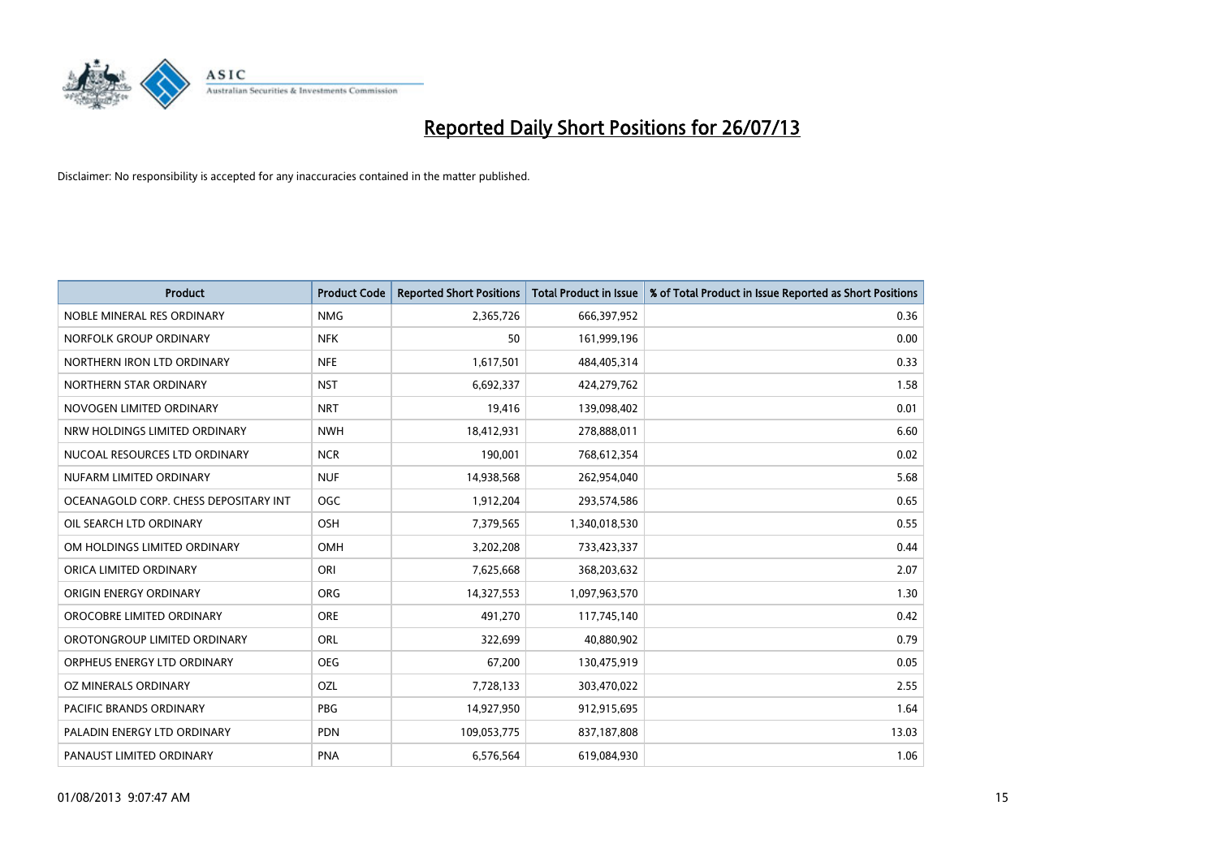# Reported Daily Short Positions for 26/07/13

Disclaimer: No responsibility is accepted for any inaccuracies contained in the matter published.

| Product | Product Code | Reported Short Positions | Total Product in Issue | % of Total Product in Issue Reported as Short Positions |
|---|---|---|---|---|
| NOBLE MINERAL RES ORDINARY | NMG | 2,365,726 | 666,397,952 | 0.36 |
| NORFOLK GROUP ORDINARY | NFK | 50 | 161,999,196 | 0.00 |
| NORTHERN IRON LTD ORDINARY | NFE | 1,617,501 | 484,405,314 | 0.33 |
| NORTHERN STAR ORDINARY | NST | 6,692,337 | 424,279,762 | 1.58 |
| NOVOGEN LIMITED ORDINARY | NRT | 19,416 | 139,098,402 | 0.01 |
| NRW HOLDINGS LIMITED ORDINARY | NWH | 18,412,931 | 278,888,011 | 6.60 |
| NUCOAL RESOURCES LTD ORDINARY | NCR | 190,001 | 768,612,354 | 0.02 |
| NUFARM LIMITED ORDINARY | NUF | 14,938,568 | 262,954,040 | 5.68 |
| OCEANAGOLD CORP. CHESS DEPOSITARY INT | OGC | 1,912,204 | 293,574,586 | 0.65 |
| OIL SEARCH LTD ORDINARY | OSH | 7,379,565 | 1,340,018,530 | 0.55 |
| OM HOLDINGS LIMITED ORDINARY | OMH | 3,202,208 | 733,423,337 | 0.44 |
| ORICA LIMITED ORDINARY | ORI | 7,625,668 | 368,203,632 | 2.07 |
| ORIGIN ENERGY ORDINARY | ORG | 14,327,553 | 1,097,963,570 | 1.30 |
| OROCOBRE LIMITED ORDINARY | ORE | 491,270 | 117,745,140 | 0.42 |
| OROTONGROUP LIMITED ORDINARY | ORL | 322,699 | 40,880,902 | 0.79 |
| ORPHEUS ENERGY LTD ORDINARY | OEG | 67,200 | 130,475,919 | 0.05 |
| OZ MINERALS ORDINARY | OZL | 7,728,133 | 303,470,022 | 2.55 |
| PACIFIC BRANDS ORDINARY | PBG | 14,927,950 | 912,915,695 | 1.64 |
| PALADIN ENERGY LTD ORDINARY | PDN | 109,053,775 | 837,187,808 | 13.03 |
| PANAUST LIMITED ORDINARY | PNA | 6,576,564 | 619,084,930 | 1.06 |

01/08/2013 9:07:47 AM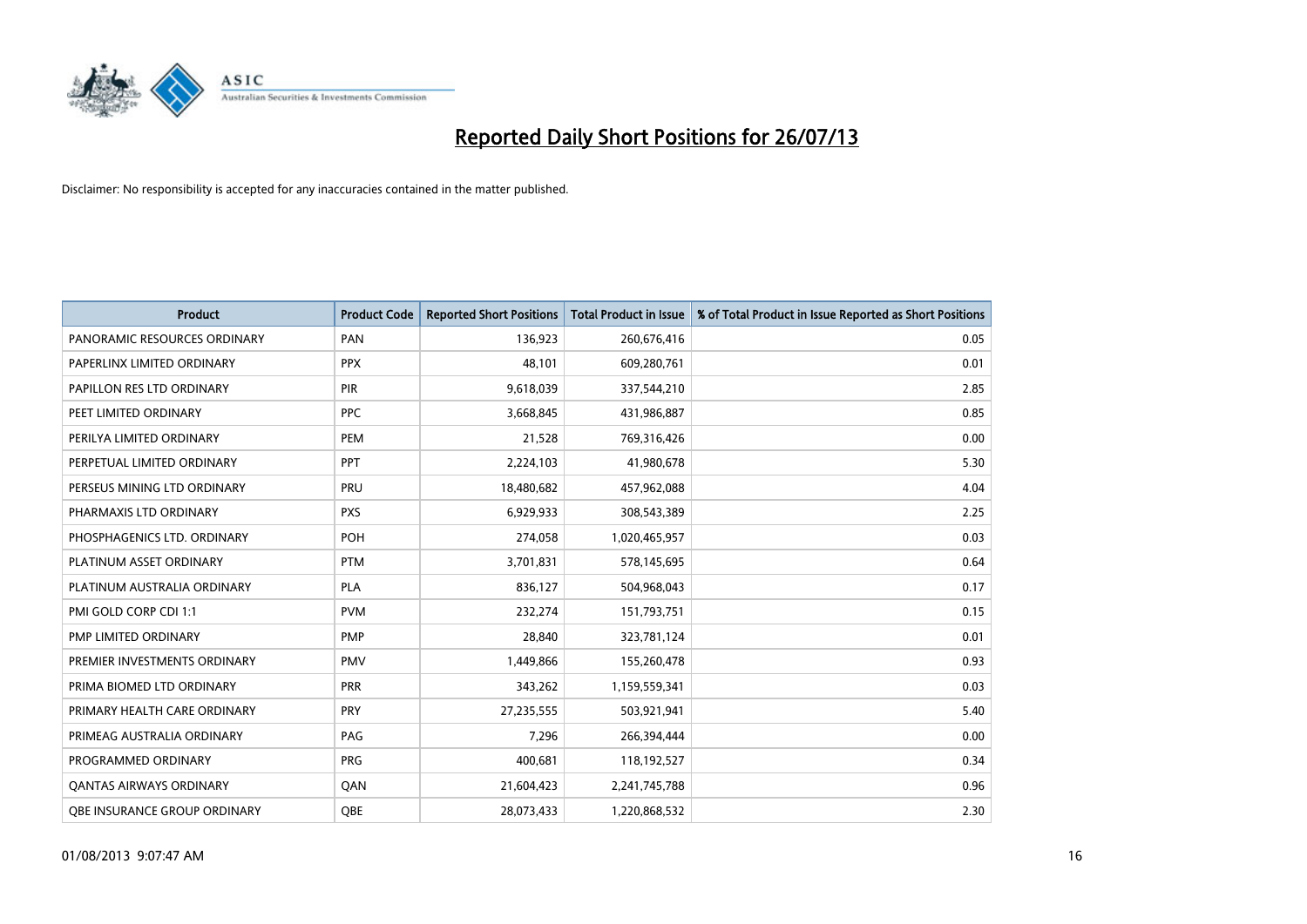# Reported Daily Short Positions for 26/07/13

Disclaimer: No responsibility is accepted for any inaccuracies contained in the matter published.

| Product | Product Code | Reported Short Positions | Total Product in Issue | % of Total Product in Issue Reported as Short Positions |
|---|---|---|---|---|
| PANORAMIC RESOURCES ORDINARY | PAN | 136,923 | 260,676,416 | 0.05 |
| PAPERLINX LIMITED ORDINARY | PPX | 48,101 | 609,280,761 | 0.01 |
| PAPILLON RES LTD ORDINARY | PIR | 9,618,039 | 337,544,210 | 2.85 |
| PEET LIMITED ORDINARY | PPC | 3,668,845 | 431,986,887 | 0.85 |
| PERILYA LIMITED ORDINARY | PEM | 21,528 | 769,316,426 | 0.00 |
| PERPETUAL LIMITED ORDINARY | PPT | 2,224,103 | 41,980,678 | 5.30 |
| PERSEUS MINING LTD ORDINARY | PRU | 18,480,682 | 457,962,088 | 4.04 |
| PHARMAXIS LTD ORDINARY | PXS | 6,929,933 | 308,543,389 | 2.25 |
| PHOSPHAGENICS LTD. ORDINARY | POH | 274,058 | 1,020,465,957 | 0.03 |
| PLATINUM ASSET ORDINARY | PTM | 3,701,831 | 578,145,695 | 0.64 |
| PLATINUM AUSTRALIA ORDINARY | PLA | 836,127 | 504,968,043 | 0.17 |
| PMI GOLD CORP CDI 1:1 | PVM | 232,274 | 151,793,751 | 0.15 |
| PMP LIMITED ORDINARY | PMP | 28,840 | 323,781,124 | 0.01 |
| PREMIER INVESTMENTS ORDINARY | PMV | 1,449,866 | 155,260,478 | 0.93 |
| PRIMA BIOMED LTD ORDINARY | PRR | 343,262 | 1,159,559,341 | 0.03 |
| PRIMARY HEALTH CARE ORDINARY | PRY | 27,235,555 | 503,921,941 | 5.40 |
| PRIMEAG AUSTRALIA ORDINARY | PAG | 7,296 | 266,394,444 | 0.00 |
| PROGRAMMED ORDINARY | PRG | 400,681 | 118,192,527 | 0.34 |
| QANTAS AIRWAYS ORDINARY | QAN | 21,604,423 | 2,241,745,788 | 0.96 |
| QBE INSURANCE GROUP ORDINARY | QBE | 28,073,433 | 1,220,868,532 | 2.30 |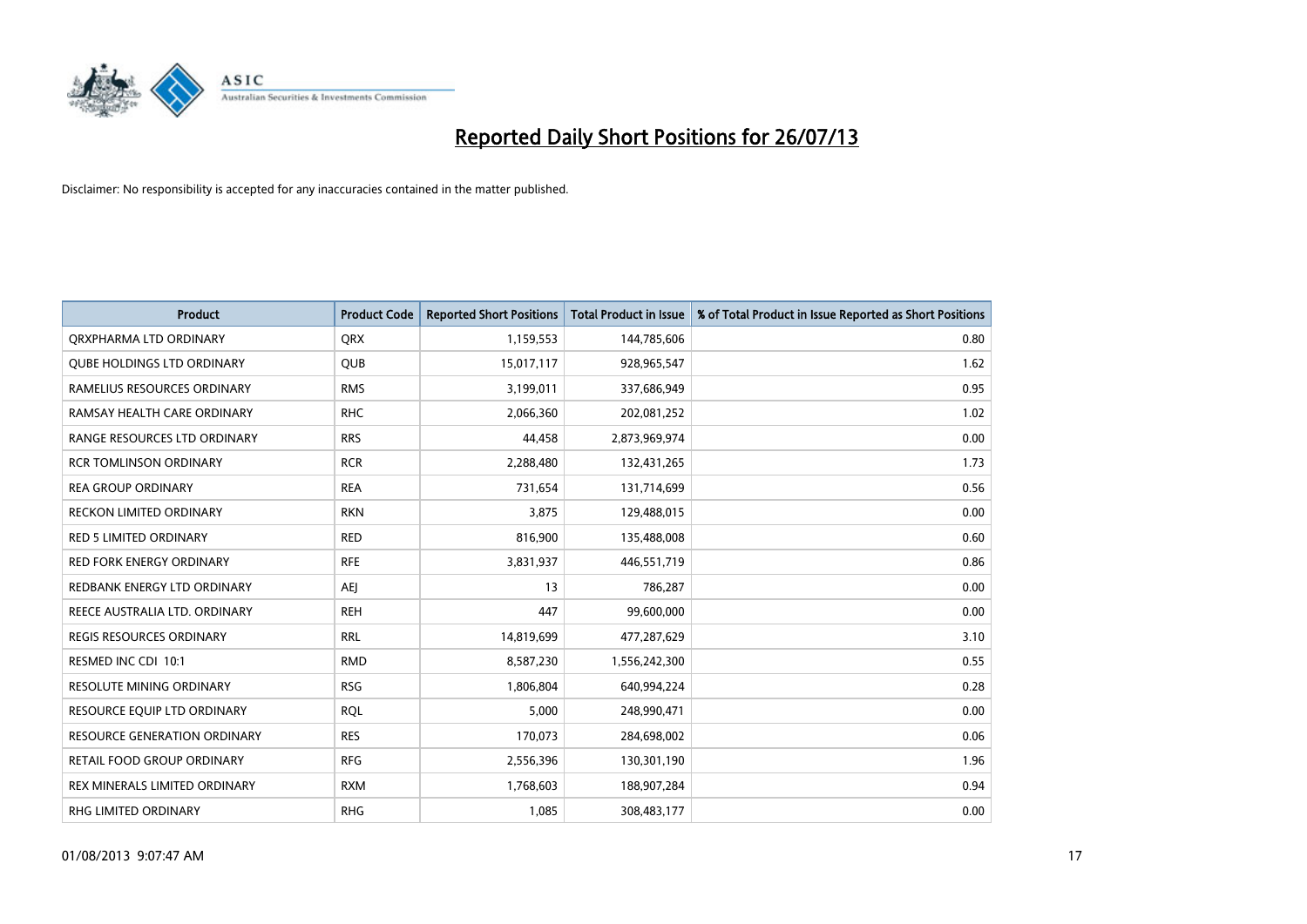# Reported Daily Short Positions for 26/07/13

Disclaimer: No responsibility is accepted for any inaccuracies contained in the matter published.

| Product | Product Code | Reported Short Positions | Total Product in Issue | % of Total Product in Issue Reported as Short Positions |
|---|---|---|---|---|
| QRXPHARMA LTD ORDINARY | QRX | 1,159,553 | 144,785,606 | 0.80 |
| QUBE HOLDINGS LTD ORDINARY | QUB | 15,017,117 | 928,965,547 | 1.62 |
| RAMELIUS RESOURCES ORDINARY | RMS | 3,199,011 | 337,686,949 | 0.95 |
| RAMSAY HEALTH CARE ORDINARY | RHC | 2,066,360 | 202,081,252 | 1.02 |
| RANGE RESOURCES LTD ORDINARY | RRS | 44,458 | 2,873,969,974 | 0.00 |
| RCR TOMLINSON ORDINARY | RCR | 2,288,480 | 132,431,265 | 1.73 |
| REA GROUP ORDINARY | REA | 731,654 | 131,714,699 | 0.56 |
| RECKON LIMITED ORDINARY | RKN | 3,875 | 129,488,015 | 0.00 |
| RED 5 LIMITED ORDINARY | RED | 816,900 | 135,488,008 | 0.60 |
| RED FORK ENERGY ORDINARY | RFE | 3,831,937 | 446,551,719 | 0.86 |
| REDBANK ENERGY LTD ORDINARY | AEJ | 13 | 786,287 | 0.00 |
| REECE AUSTRALIA LTD. ORDINARY | REH | 447 | 99,600,000 | 0.00 |
| REGIS RESOURCES ORDINARY | RRL | 14,819,699 | 477,287,629 | 3.10 |
| RESMED INC CDI 10:1 | RMD | 8,587,230 | 1,556,242,300 | 0.55 |
| RESOLUTE MINING ORDINARY | RSG | 1,806,804 | 640,994,224 | 0.28 |
| RESOURCE EQUIP LTD ORDINARY | RQL | 5,000 | 248,990,471 | 0.00 |
| RESOURCE GENERATION ORDINARY | RES | 170,073 | 284,698,002 | 0.06 |
| RETAIL FOOD GROUP ORDINARY | RFG | 2,556,396 | 130,301,190 | 1.96 |
| REX MINERALS LIMITED ORDINARY | RXM | 1,768,603 | 188,907,284 | 0.94 |
| RHG LIMITED ORDINARY | RHG | 1,085 | 308,483,177 | 0.00 |

01/08/2013 9:07:47 AM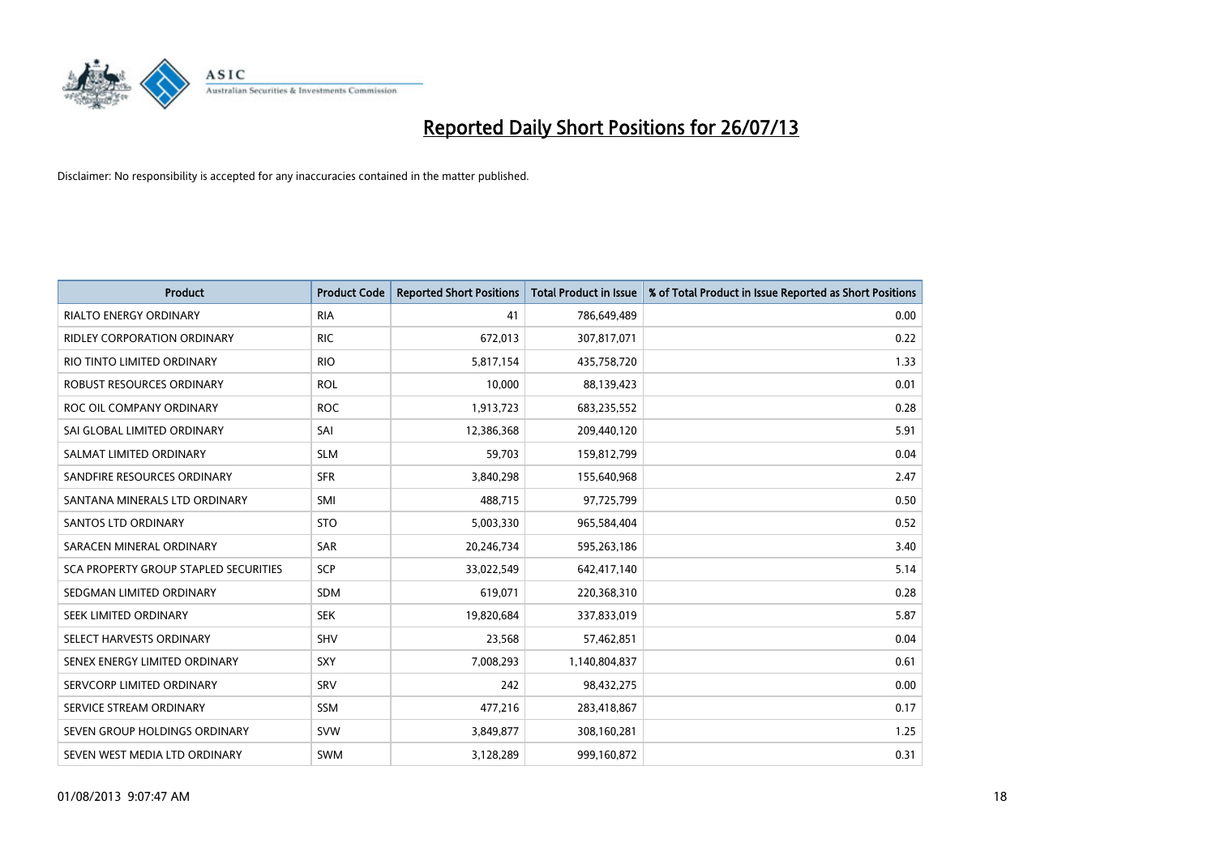# Reported Daily Short Positions for 26/07/13

Disclaimer: No responsibility is accepted for any inaccuracies contained in the matter published.

| Product | Product Code | Reported Short Positions | Total Product in Issue | % of Total Product in Issue Reported as Short Positions |
|---|---|---|---|---|
| RIALTO ENERGY ORDINARY | RIA | 41 | 786,649,489 | 0.00 |
| RIDLEY CORPORATION ORDINARY | RIC | 672,013 | 307,817,071 | 0.22 |
| RIO TINTO LIMITED ORDINARY | RIO | 5,817,154 | 435,758,720 | 1.33 |
| ROBUST RESOURCES ORDINARY | ROL | 10,000 | 88,139,423 | 0.01 |
| ROC OIL COMPANY ORDINARY | ROC | 1,913,723 | 683,235,552 | 0.28 |
| SAI GLOBAL LIMITED ORDINARY | SAI | 12,386,368 | 209,440,120 | 5.91 |
| SALMAT LIMITED ORDINARY | SLM | 59,703 | 159,812,799 | 0.04 |
| SANDFIRE RESOURCES ORDINARY | SFR | 3,840,298 | 155,640,968 | 2.47 |
| SANTANA MINERALS LTD ORDINARY | SMI | 488,715 | 97,725,799 | 0.50 |
| SANTOS LTD ORDINARY | STO | 5,003,330 | 965,584,404 | 0.52 |
| SARACEN MINERAL ORDINARY | SAR | 20,246,734 | 595,263,186 | 3.40 |
| SCA PROPERTY GROUP STAPLED SECURITIES | SCP | 33,022,549 | 642,417,140 | 5.14 |
| SEDGMAN LIMITED ORDINARY | SDM | 619,071 | 220,368,310 | 0.28 |
| SEEK LIMITED ORDINARY | SEK | 19,820,684 | 337,833,019 | 5.87 |
| SELECT HARVESTS ORDINARY | SHV | 23,568 | 57,462,851 | 0.04 |
| SENEX ENERGY LIMITED ORDINARY | SXY | 7,008,293 | 1,140,804,837 | 0.61 |
| SERVCORP LIMITED ORDINARY | SRV | 242 | 98,432,275 | 0.00 |
| SERVICE STREAM ORDINARY | SSM | 477,216 | 283,418,867 | 0.17 |
| SEVEN GROUP HOLDINGS ORDINARY | SVW | 3,849,877 | 308,160,281 | 1.25 |
| SEVEN WEST MEDIA LTD ORDINARY | SWM | 3,128,289 | 999,160,872 | 0.31 |

01/08/2013 9:07:47 AM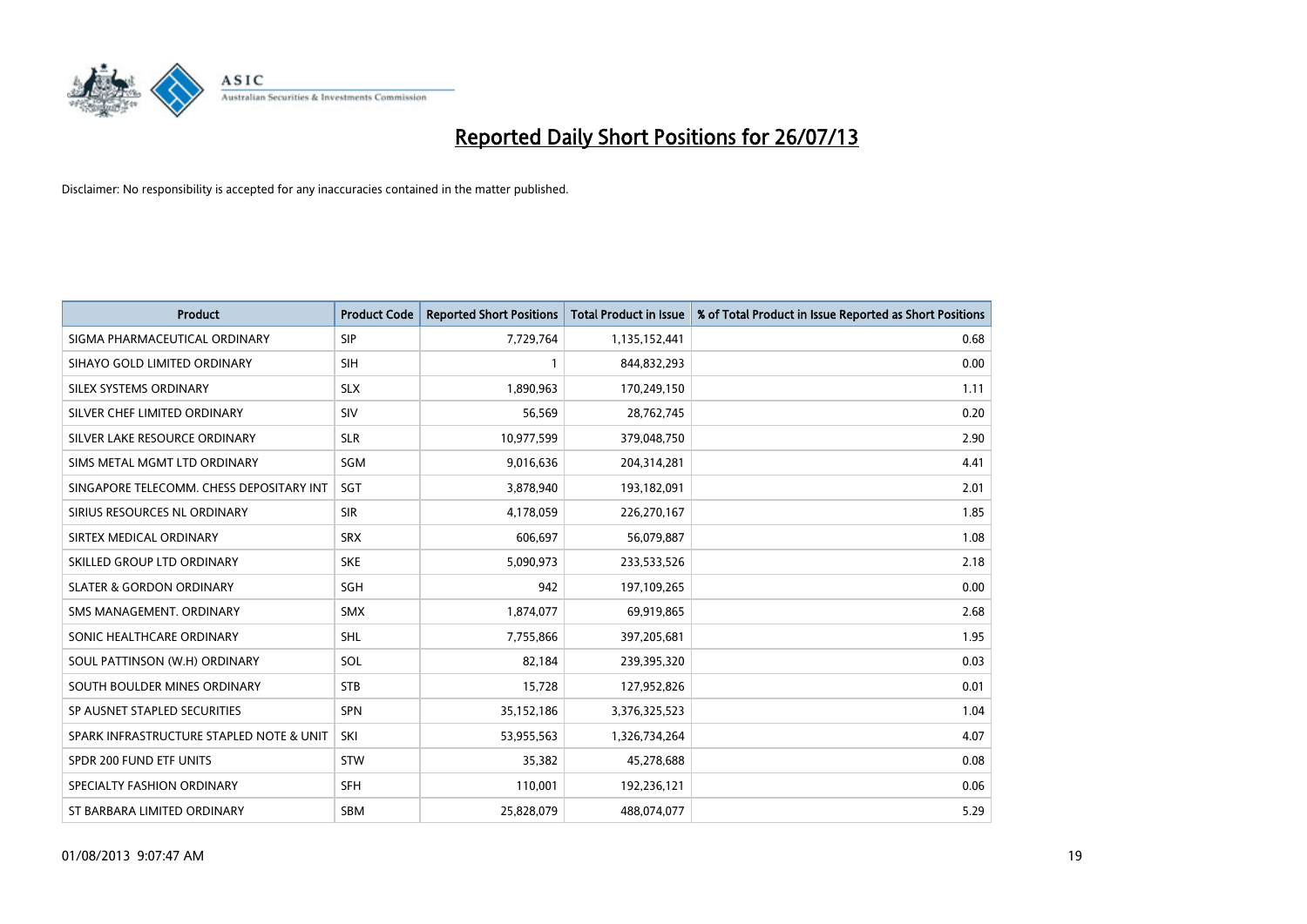# Reported Daily Short Positions for 26/07/13

Disclaimer: No responsibility is accepted for any inaccuracies contained in the matter published.

| Product | Product Code | Reported Short Positions | Total Product in Issue | % of Total Product in Issue Reported as Short Positions |
|---|---|---|---|---|
| SIGMA PHARMACEUTICAL ORDINARY | SIP | 7,729,764 | 1,135,152,441 | 0.68 |
| SIHAYO GOLD LIMITED ORDINARY | SIH | 1 | 844,832,293 | 0.00 |
| SILEX SYSTEMS ORDINARY | SLX | 1,890,963 | 170,249,150 | 1.11 |
| SILVER CHEF LIMITED ORDINARY | SIV | 56,569 | 28,762,745 | 0.20 |
| SILVER LAKE RESOURCE ORDINARY | SLR | 10,977,599 | 379,048,750 | 2.90 |
| SIMS METAL MGMT LTD ORDINARY | SGM | 9,016,636 | 204,314,281 | 4.41 |
| SINGAPORE TELECOMM. CHESS DEPOSITARY INT | SGT | 3,878,940 | 193,182,091 | 2.01 |
| SIRIUS RESOURCES NL ORDINARY | SIR | 4,178,059 | 226,270,167 | 1.85 |
| SIRTEX MEDICAL ORDINARY | SRX | 606,697 | 56,079,887 | 1.08 |
| SKILLED GROUP LTD ORDINARY | SKE | 5,090,973 | 233,533,526 | 2.18 |
| SLATER & GORDON ORDINARY | SGH | 942 | 197,109,265 | 0.00 |
| SMS MANAGEMENT. ORDINARY | SMX | 1,874,077 | 69,919,865 | 2.68 |
| SONIC HEALTHCARE ORDINARY | SHL | 7,755,866 | 397,205,681 | 1.95 |
| SOUL PATTINSON (W.H) ORDINARY | SOL | 82,184 | 239,395,320 | 0.03 |
| SOUTH BOULDER MINES ORDINARY | STB | 15,728 | 127,952,826 | 0.01 |
| SP AUSNET STAPLED SECURITIES | SPN | 35,152,186 | 3,376,325,523 | 1.04 |
| SPARK INFRASTRUCTURE STAPLED NOTE & UNIT | SKI | 53,955,563 | 1,326,734,264 | 4.07 |
| SPDR 200 FUND ETF UNITS | STW | 35,382 | 45,278,688 | 0.08 |
| SPECIALTY FASHION ORDINARY | SFH | 110,001 | 192,236,121 | 0.06 |
| ST BARBARA LIMITED ORDINARY | SBM | 25,828,079 | 488,074,077 | 5.29 |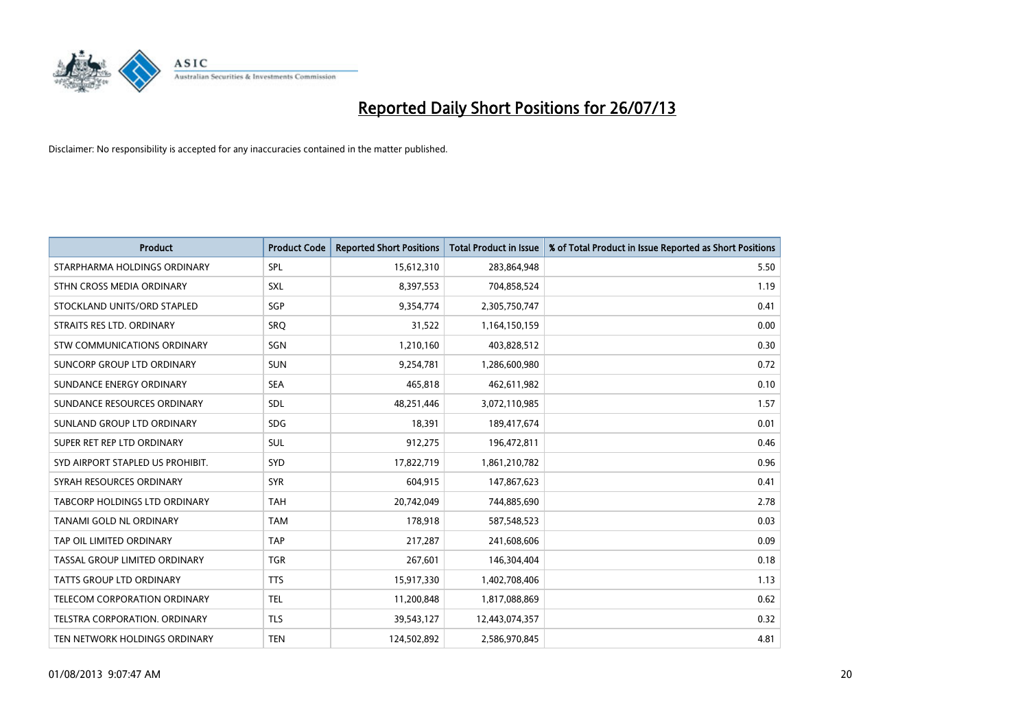# Reported Daily Short Positions for 26/07/13

Disclaimer: No responsibility is accepted for any inaccuracies contained in the matter published.

| Product | Product Code | Reported Short Positions | Total Product in Issue | % of Total Product in Issue Reported as Short Positions |
|---|---|---|---|---|
| STARPHARMA HOLDINGS ORDINARY | SPL | 15,612,310 | 283,864,948 | 5.50 |
| STHN CROSS MEDIA ORDINARY | SXL | 8,397,553 | 704,858,524 | 1.19 |
| STOCKLAND UNITS/ORD STAPLED | SGP | 9,354,774 | 2,305,750,747 | 0.41 |
| STRAITS RES LTD. ORDINARY | SRQ | 31,522 | 1,164,150,159 | 0.00 |
| STW COMMUNICATIONS ORDINARY | SGN | 1,210,160 | 403,828,512 | 0.30 |
| SUNCORP GROUP LTD ORDINARY | SUN | 9,254,781 | 1,286,600,980 | 0.72 |
| SUNDANCE ENERGY ORDINARY | SEA | 465,818 | 462,611,982 | 0.10 |
| SUNDANCE RESOURCES ORDINARY | SDL | 48,251,446 | 3,072,110,985 | 1.57 |
| SUNLAND GROUP LTD ORDINARY | SDG | 18,391 | 189,417,674 | 0.01 |
| SUPER RET REP LTD ORDINARY | SUL | 912,275 | 196,472,811 | 0.46 |
| SYD AIRPORT STAPLED US PROHIBIT. | SYD | 17,822,719 | 1,861,210,782 | 0.96 |
| SYRAH RESOURCES ORDINARY | SYR | 604,915 | 147,867,623 | 0.41 |
| TABCORP HOLDINGS LTD ORDINARY | TAH | 20,742,049 | 744,885,690 | 2.78 |
| TANAMI GOLD NL ORDINARY | TAM | 178,918 | 587,548,523 | 0.03 |
| TAP OIL LIMITED ORDINARY | TAP | 217,287 | 241,608,606 | 0.09 |
| TASSAL GROUP LIMITED ORDINARY | TGR | 267,601 | 146,304,404 | 0.18 |
| TATTS GROUP LTD ORDINARY | TTS | 15,917,330 | 1,402,708,406 | 1.13 |
| TELECOM CORPORATION ORDINARY | TEL | 11,200,848 | 1,817,088,869 | 0.62 |
| TELSTRA CORPORATION. ORDINARY | TLS | 39,543,127 | 12,443,074,357 | 0.32 |
| TEN NETWORK HOLDINGS ORDINARY | TEN | 124,502,892 | 2,586,970,845 | 4.81 |

01/08/2013 9:07:47 AM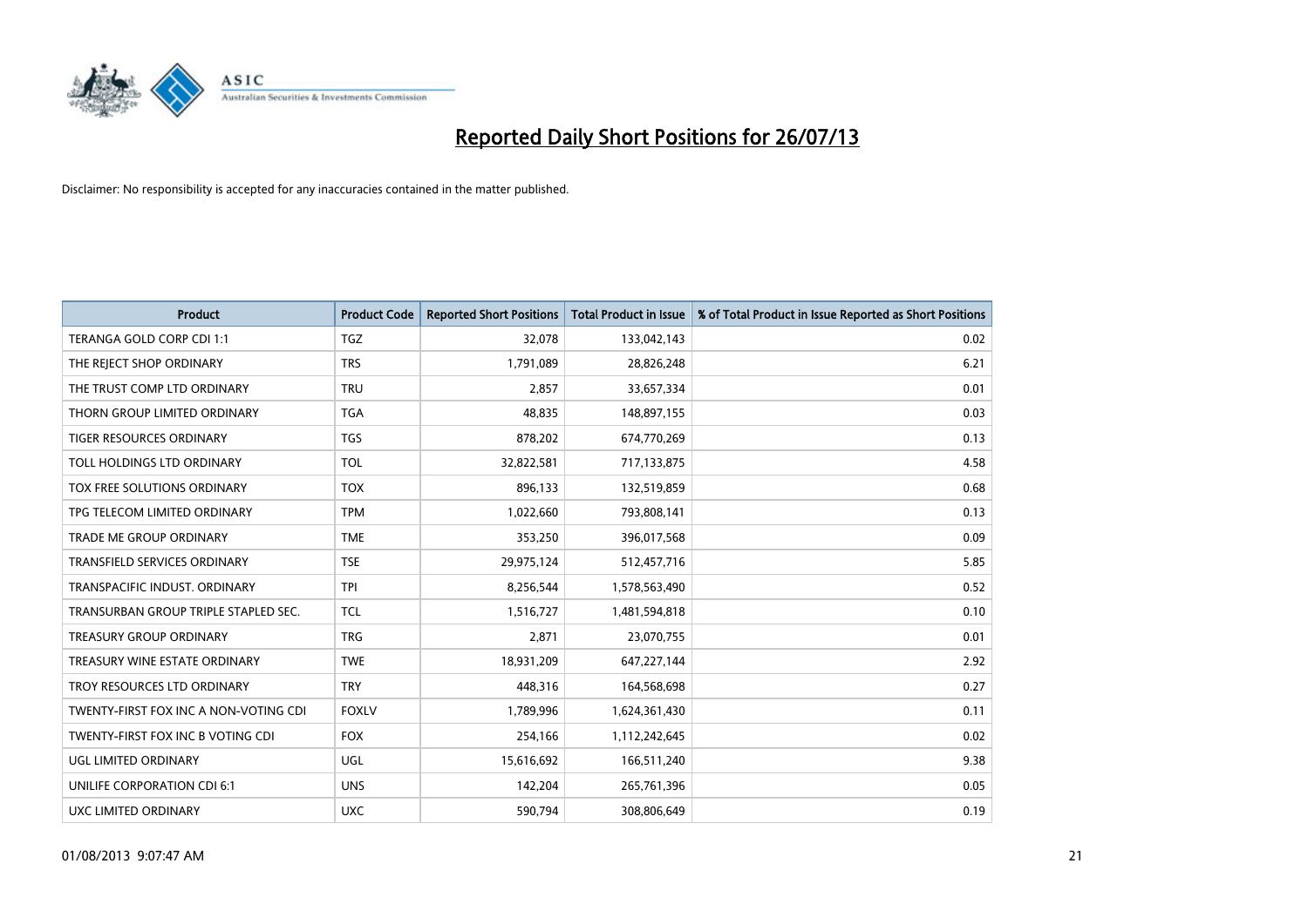# Reported Daily Short Positions for 26/07/13

Disclaimer: No responsibility is accepted for any inaccuracies contained in the matter published.

| Product | Product Code | Reported Short Positions | Total Product in Issue | % of Total Product in Issue Reported as Short Positions |
| --- | --- | --- | --- | --- |
| TERANGA GOLD CORP CDI 1:1 | TGZ | 32,078 | 133,042,143 | 0.02 |
| THE REJECT SHOP ORDINARY | TRS | 1,791,089 | 28,826,248 | 6.21 |
| THE TRUST COMP LTD ORDINARY | TRU | 2,857 | 33,657,334 | 0.01 |
| THORN GROUP LIMITED ORDINARY | TGA | 48,835 | 148,897,155 | 0.03 |
| TIGER RESOURCES ORDINARY | TGS | 878,202 | 674,770,269 | 0.13 |
| TOLL HOLDINGS LTD ORDINARY | TOL | 32,822,581 | 717,133,875 | 4.58 |
| TOX FREE SOLUTIONS ORDINARY | TOX | 896,133 | 132,519,859 | 0.68 |
| TPG TELECOM LIMITED ORDINARY | TPM | 1,022,660 | 793,808,141 | 0.13 |
| TRADE ME GROUP ORDINARY | TME | 353,250 | 396,017,568 | 0.09 |
| TRANSFIELD SERVICES ORDINARY | TSE | 29,975,124 | 512,457,716 | 5.85 |
| TRANSPACIFIC INDUST. ORDINARY | TPI | 8,256,544 | 1,578,563,490 | 0.52 |
| TRANSURBAN GROUP TRIPLE STAPLED SEC. | TCL | 1,516,727 | 1,481,594,818 | 0.10 |
| TREASURY GROUP ORDINARY | TRG | 2,871 | 23,070,755 | 0.01 |
| TREASURY WINE ESTATE ORDINARY | TWE | 18,931,209 | 647,227,144 | 2.92 |
| TROY RESOURCES LTD ORDINARY | TRY | 448,316 | 164,568,698 | 0.27 |
| TWENTY-FIRST FOX INC A NON-VOTING CDI | FOXLV | 1,789,996 | 1,624,361,430 | 0.11 |
| TWENTY-FIRST FOX INC B VOTING CDI | FOX | 254,166 | 1,112,242,645 | 0.02 |
| UGL LIMITED ORDINARY | UGL | 15,616,692 | 166,511,240 | 9.38 |
| UNILIFE CORPORATION CDI 6:1 | UNS | 142,204 | 265,761,396 | 0.05 |
| UXC LIMITED ORDINARY | UXC | 590,794 | 308,806,649 | 0.19 |

01/08/2013 9:07:47 AM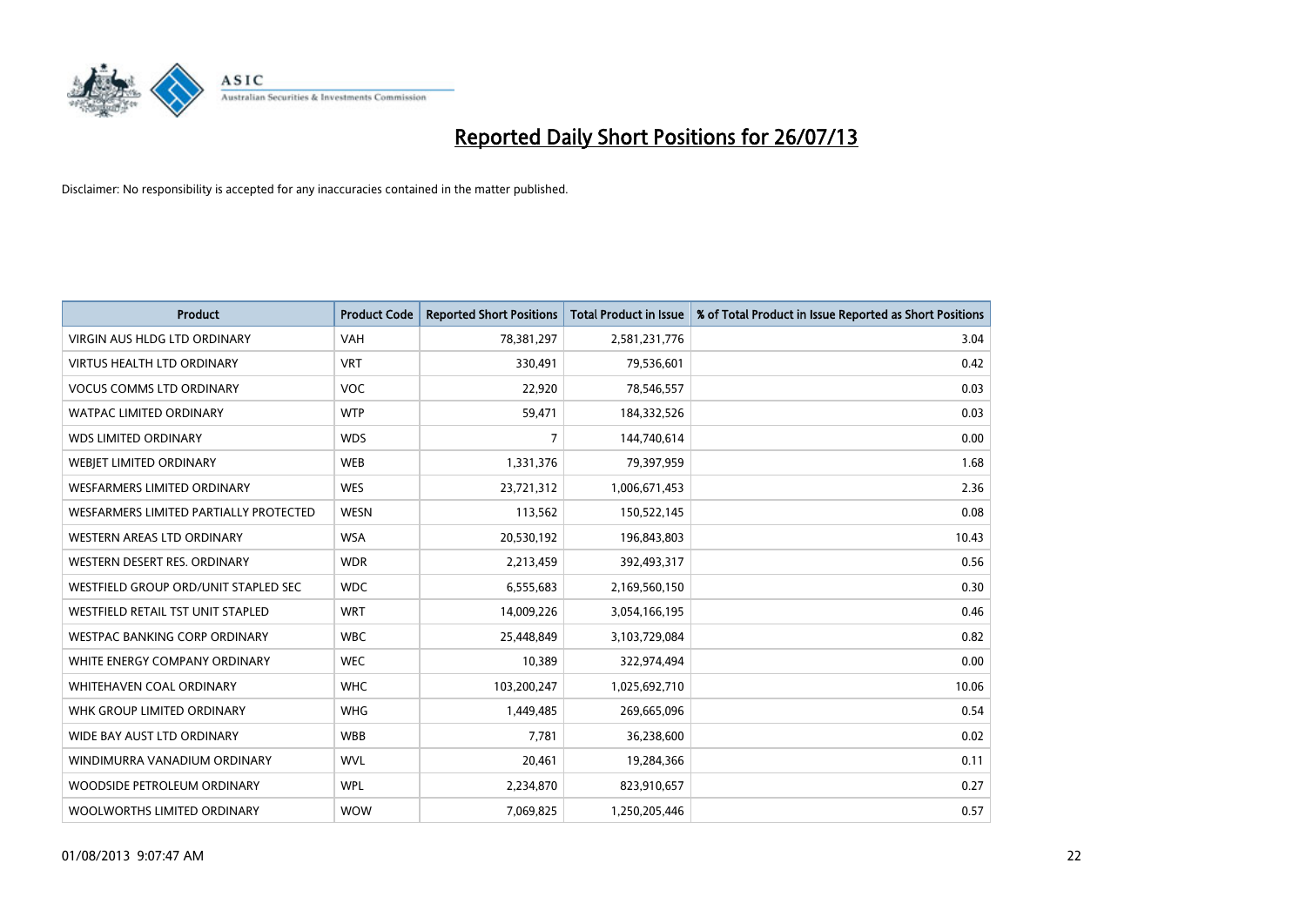# Reported Daily Short Positions for 26/07/13

Disclaimer: No responsibility is accepted for any inaccuracies contained in the matter published.

| Product | Product Code | Reported Short Positions | Total Product in Issue | % of Total Product in Issue Reported as Short Positions |
|---|---|---|---|---|
| VIRGIN AUS HLDG LTD ORDINARY | VAH | 78,381,297 | 2,581,231,776 | 3.04 |
| VIRTUS HEALTH LTD ORDINARY | VRT | 330,491 | 79,536,601 | 0.42 |
| VOCUS COMMS LTD ORDINARY | VOC | 22,920 | 78,546,557 | 0.03 |
| WATPAC LIMITED ORDINARY | WTP | 59,471 | 184,332,526 | 0.03 |
| WDS LIMITED ORDINARY | WDS | 7 | 144,740,614 | 0.00 |
| WEBJET LIMITED ORDINARY | WEB | 1,331,376 | 79,397,959 | 1.68 |
| WESFARMERS LIMITED ORDINARY | WES | 23,721,312 | 1,006,671,453 | 2.36 |
| WESFARMERS LIMITED PARTIALLY PROTECTED | WESN | 113,562 | 150,522,145 | 0.08 |
| WESTERN AREAS LTD ORDINARY | WSA | 20,530,192 | 196,843,803 | 10.43 |
| WESTERN DESERT RES. ORDINARY | WDR | 2,213,459 | 392,493,317 | 0.56 |
| WESTFIELD GROUP ORD/UNIT STAPLED SEC | WDC | 6,555,683 | 2,169,560,150 | 0.30 |
| WESTFIELD RETAIL TST UNIT STAPLED | WRT | 14,009,226 | 3,054,166,195 | 0.46 |
| WESTPAC BANKING CORP ORDINARY | WBC | 25,448,849 | 3,103,729,084 | 0.82 |
| WHITE ENERGY COMPANY ORDINARY | WEC | 10,389 | 322,974,494 | 0.00 |
| WHITEHAVEN COAL ORDINARY | WHC | 103,200,247 | 1,025,692,710 | 10.06 |
| WHK GROUP LIMITED ORDINARY | WHG | 1,449,485 | 269,665,096 | 0.54 |
| WIDE BAY AUST LTD ORDINARY | WBB | 7,781 | 36,238,600 | 0.02 |
| WINDIMURRA VANADIUM ORDINARY | WVL | 20,461 | 19,284,366 | 0.11 |
| WOODSIDE PETROLEUM ORDINARY | WPL | 2,234,870 | 823,910,657 | 0.27 |
| WOOLWORTHS LIMITED ORDINARY | WOW | 7,069,825 | 1,250,205,446 | 0.57 |

01/08/2013 9:07:47 AM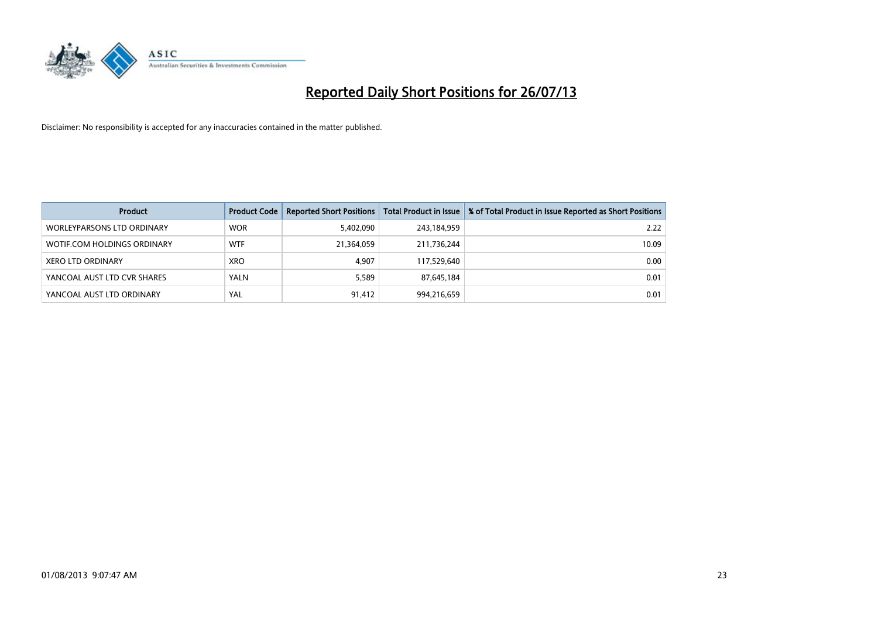# Reported Daily Short Positions for 26/07/13

Disclaimer: No responsibility is accepted for any inaccuracies contained in the matter published.

| Product | Product Code | Reported Short Positions | Total Product in Issue | % of Total Product in Issue Reported as Short Positions |
|---|---|---|---|---|
| WORLEYPARSONS LTD ORDINARY | WOR | 5,402,090 | 243,184,959 | 2.22 |
| WOTIF.COM HOLDINGS ORDINARY | WTF | 21,364,059 | 211,736,244 | 10.09 |
| XERO LTD ORDINARY | XRO | 4,907 | 117,529,640 | 0.00 |
| YANCOAL AUST LTD CVR SHARES | YALN | 5,589 | 87,645,184 | 0.01 |
| YANCOAL AUST LTD ORDINARY | YAL | 91,412 | 994,216,659 | 0.01 |